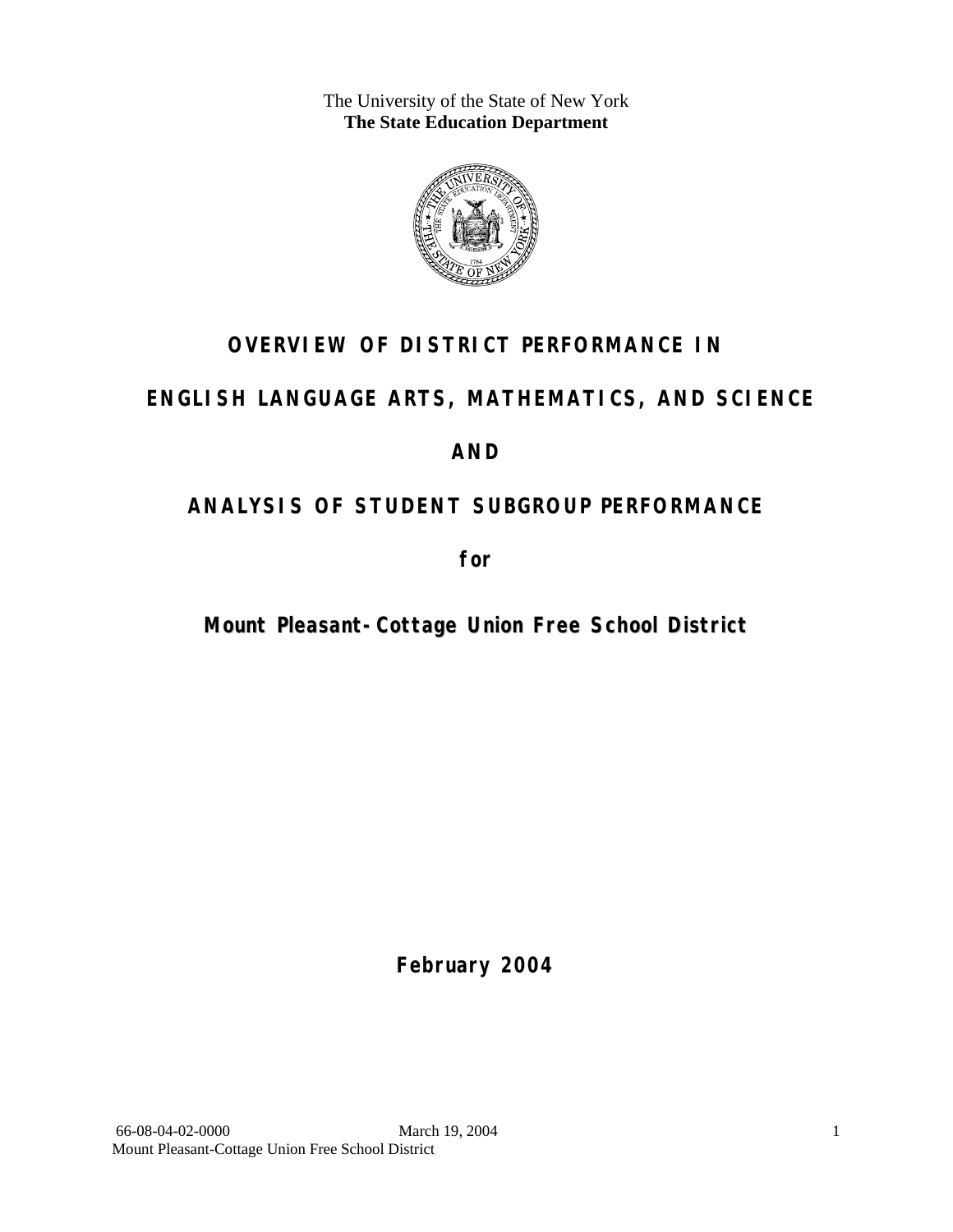The University of the State of New York
**The State Education Department**

# OVERVIEW OF DISTRICT PERFORMANCE IN

# ENGLISH LANGUAGE ARTS, MATHEMATICS, AND SCIENCE

# AND

# ANALYSIS OF STUDENT SUBGROUP PERFORMANCE

**for**

## Mount Pleasant-Cottage Union Free School District

**February 2004**

66-08-04-02-0000 March 19, 2004
Mount Pleasant-Cottage Union Free School District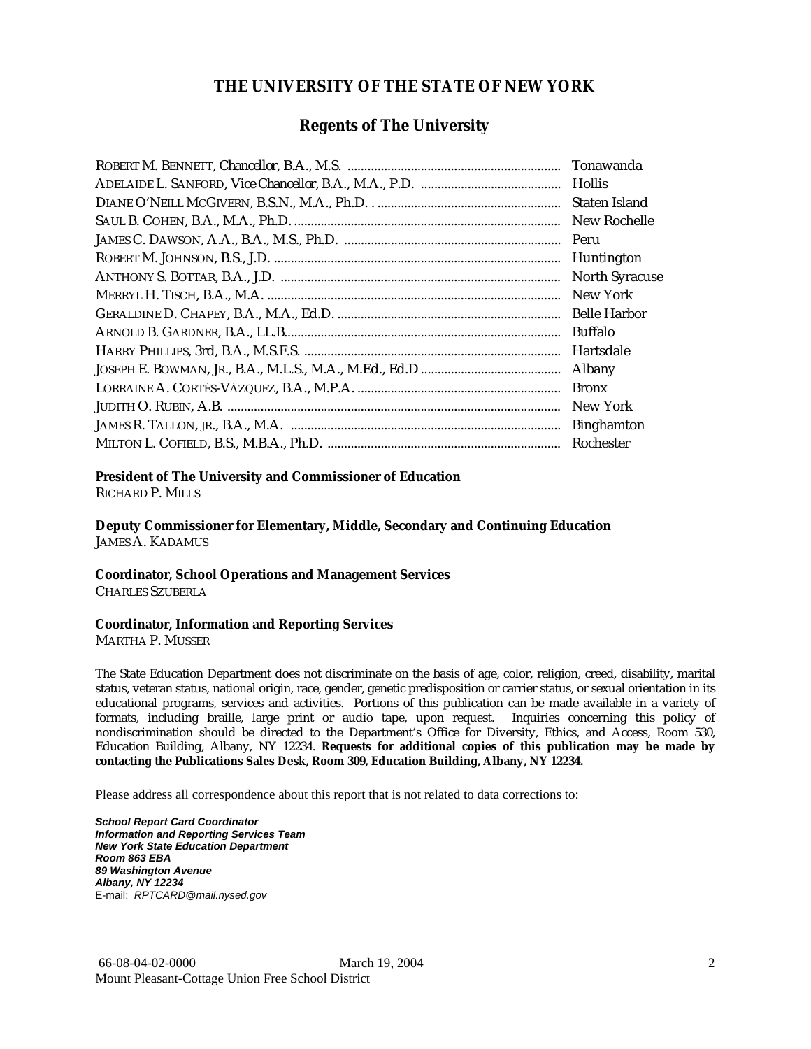# THE UNIVERSITY OF THE STATE OF NEW YORK

## Regents of The University

| | |
|---|---|
| ROBERT M. BENNETT, *Chancellor*, B.A., M.S. | Tonawanda |
| ADELAIDE L. SANFORD, *Vice Chancellor*, B.A., M.A., P.D. | Hollis |
| DIANE O'NEILL MCGIVERN, B.S.N., M.A., Ph.D. | Staten Island |
| SAUL B. COHEN, B.A., M.A., Ph.D. | New Rochelle |
| JAMES C. DAWSON, A.A., B.A., M.S., Ph.D. | Peru |
| ROBERT M. JOHNSON, B.S., J.D. | Huntington |
| ANTHONY S. BOTTAR, B.A., J.D. | North Syracuse |
| MERRYL H. TISCH, B.A., M.A. | New York |
| GERALDINE D. CHAPEY, B.A., M.A., Ed.D. | Belle Harbor |
| ARNOLD B. GARDNER, B.A., LL.B. | Buffalo |
| HARRY PHILLIPS, 3rd, B.A., M.S.F.S. | Hartsdale |
| JOSEPH E. BOWMAN, JR., B.A., M.L.S., M.A., M.Ed., Ed.D | Albany |
| LORRAINE A. CORTÉS-VÁZQUEZ, B.A., M.P.A. | Bronx |
| JUDITH O. RUBIN, A.B. | New York |
| JAMES R. TALLON, JR., B.A., M.A. | Binghamton |
| MILTON L. COFIELD, B.S., M.B.A., Ph.D. | Rochester |

**President of The University and Commissioner of Education**
RICHARD P. MILLS

**Deputy Commissioner for Elementary, Middle, Secondary and Continuing Education**
JAMES A. KADAMUS

**Coordinator, School Operations and Management Services**
CHARLES SZUBERLA

**Coordinator, Information and Reporting Services**
MARTHA P. MUSSER

---

The State Education Department does not discriminate on the basis of age, color, religion, creed, disability, marital status, veteran status, national origin, race, gender, genetic predisposition or carrier status, or sexual orientation in its educational programs, services and activities. Portions of this publication can be made available in a variety of formats, including braille, large print or audio tape, upon request. Inquiries concerning this policy of nondiscrimination should be directed to the Department's Office for Diversity, Ethics, and Access, Room 530, Education Building, Albany, NY 12234. **Requests for additional copies of this publication may be made by contacting the Publications Sales Desk, Room 309, Education Building, Albany, NY 12234.**

Please address all correspondence about this report that is not related to data corrections to:

***School Report Card Coordinator***
***Information and Reporting Services Team***
***New York State Education Department***
***Room 863 EBA***
***89 Washington Avenue***
***Albany, NY 12234***
E-mail: *RPTCARD@mail.nysed.gov*

66-08-04-02-0000 March 19, 2004
Mount Pleasant-Cottage Union Free School District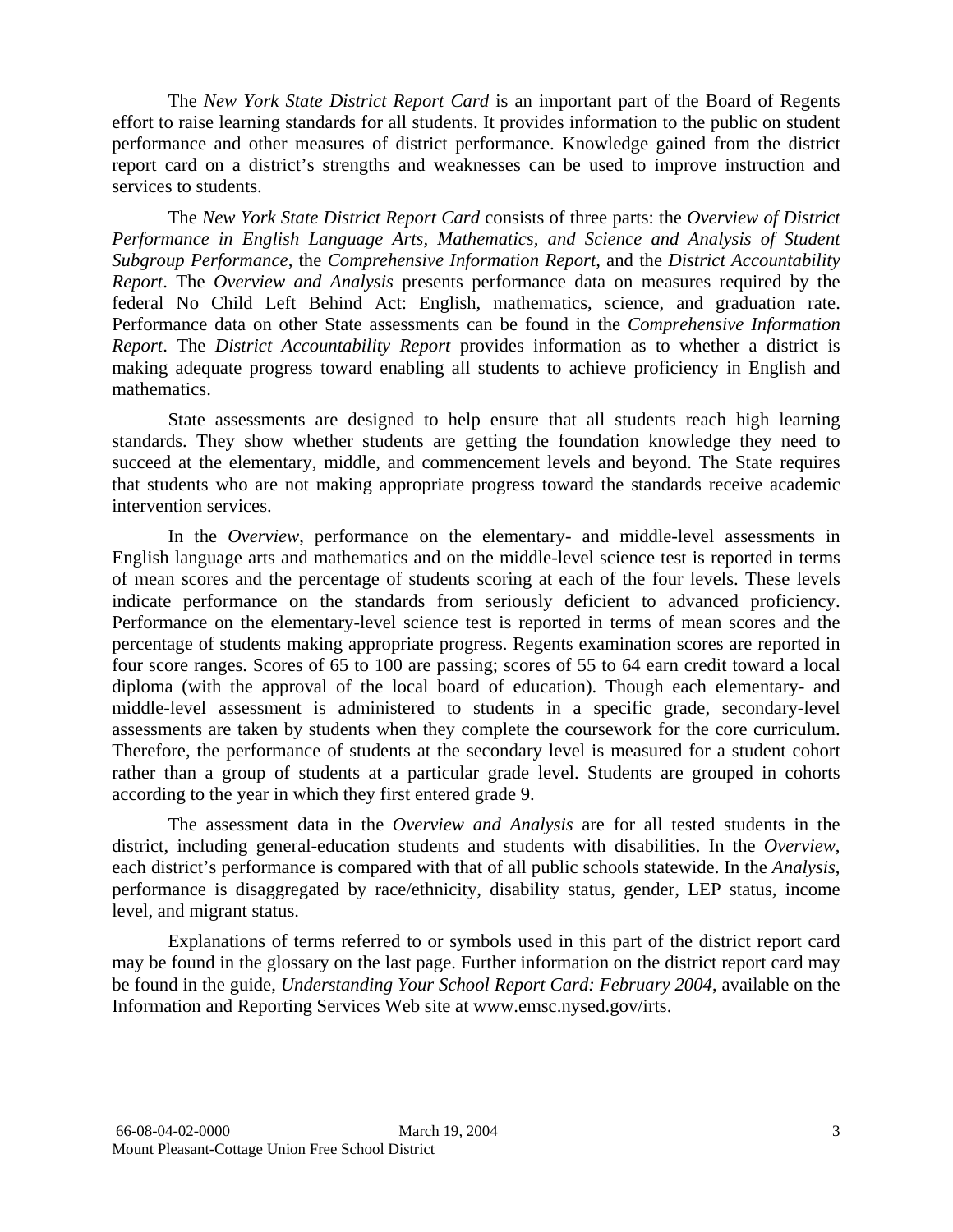The *New York State District Report Card* is an important part of the Board of Regents effort to raise learning standards for all students. It provides information to the public on student performance and other measures of district performance. Knowledge gained from the district report card on a district's strengths and weaknesses can be used to improve instruction and services to students.

The *New York State District Report Card* consists of three parts: the *Overview of District Performance in English Language Arts, Mathematics, and Science and Analysis of Student Subgroup Performance,* the *Comprehensive Information Report,* and the *District Accountability Report*. The *Overview and Analysis* presents performance data on measures required by the federal No Child Left Behind Act: English, mathematics, science, and graduation rate. Performance data on other State assessments can be found in the *Comprehensive Information Report*. The *District Accountability Report* provides information as to whether a district is making adequate progress toward enabling all students to achieve proficiency in English and mathematics.

State assessments are designed to help ensure that all students reach high learning standards. They show whether students are getting the foundation knowledge they need to succeed at the elementary, middle, and commencement levels and beyond. The State requires that students who are not making appropriate progress toward the standards receive academic intervention services.

In the *Overview*, performance on the elementary- and middle-level assessments in English language arts and mathematics and on the middle-level science test is reported in terms of mean scores and the percentage of students scoring at each of the four levels. These levels indicate performance on the standards from seriously deficient to advanced proficiency. Performance on the elementary-level science test is reported in terms of mean scores and the percentage of students making appropriate progress. Regents examination scores are reported in four score ranges. Scores of 65 to 100 are passing; scores of 55 to 64 earn credit toward a local diploma (with the approval of the local board of education). Though each elementary- and middle-level assessment is administered to students in a specific grade, secondary-level assessments are taken by students when they complete the coursework for the core curriculum. Therefore, the performance of students at the secondary level is measured for a student cohort rather than a group of students at a particular grade level. Students are grouped in cohorts according to the year in which they first entered grade 9.

The assessment data in the *Overview and Analysis* are for all tested students in the district, including general-education students and students with disabilities. In the *Overview*, each district's performance is compared with that of all public schools statewide. In the *Analysis*, performance is disaggregated by race/ethnicity, disability status, gender, LEP status, income level, and migrant status.

Explanations of terms referred to or symbols used in this part of the district report card may be found in the glossary on the last page. Further information on the district report card may be found in the guide, *Understanding Your School Report Card: February 2004*, available on the Information and Reporting Services Web site at www.emsc.nysed.gov/irts.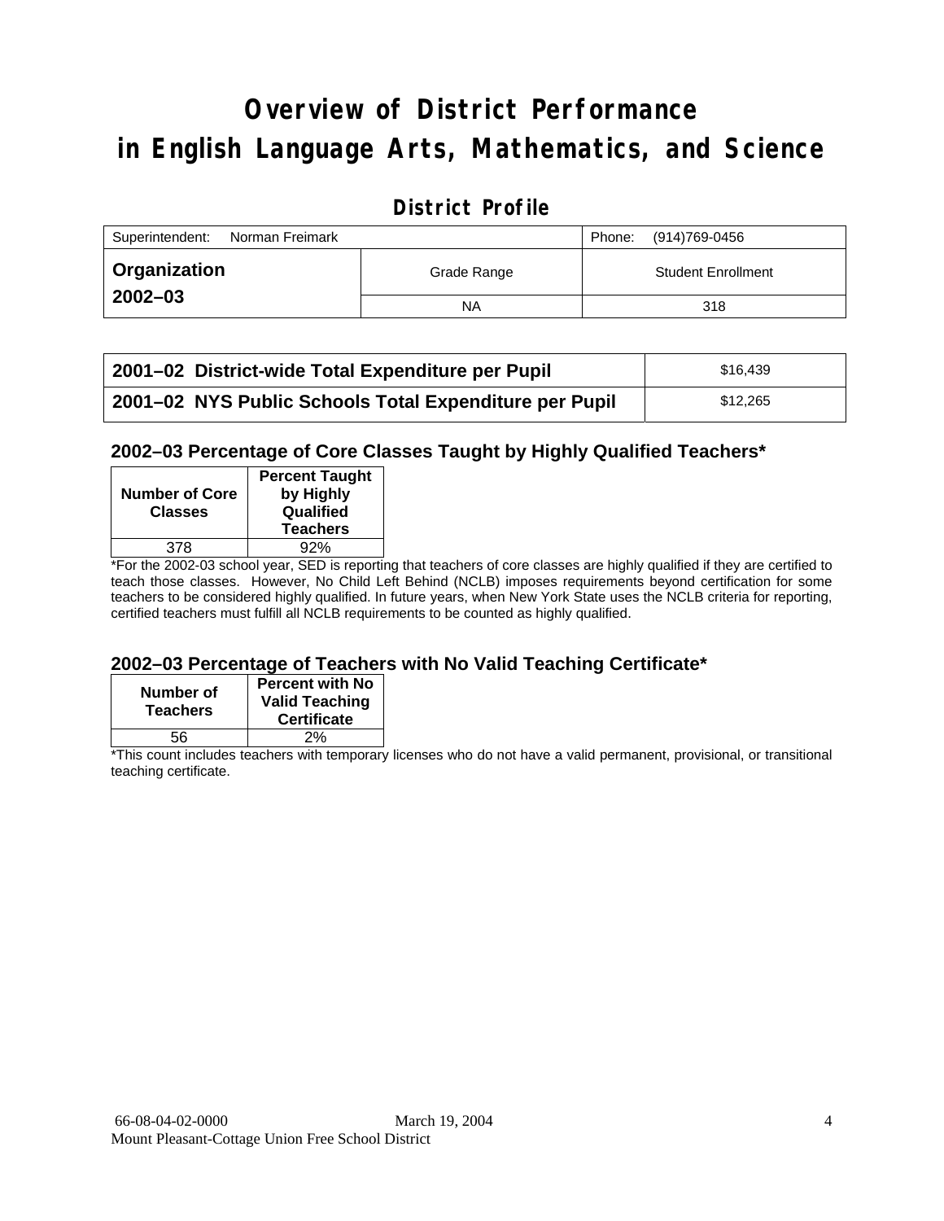# Overview of District Performance in English Language Arts, Mathematics, and Science

## District Profile

| Superintendent: Norman Freimark | | Phone: (914)769-0456 |
|---|---|---|
| **Organization 2002–03** | Grade Range | Student Enrollment |
| | NA | 318 |

| | |
|---|---|
| **2001–02 District-wide Total Expenditure per Pupil** | $16,439 |
| **2001–02 NYS Public Schools Total Expenditure per Pupil** | $12,265 |

### 2002–03 Percentage of Core Classes Taught by Highly Qualified Teachers*

| Number of Core Classes | Percent Taught by Highly Qualified Teachers |
|---|---|
| 378 | 92% |

*For the 2002-03 school year, SED is reporting that teachers of core classes are highly qualified if they are certified to teach those classes. However, No Child Left Behind (NCLB) imposes requirements beyond certification for some teachers to be considered highly qualified. In future years, when New York State uses the NCLB criteria for reporting, certified teachers must fulfill all NCLB requirements to be counted as highly qualified.

### 2002–03 Percentage of Teachers with No Valid Teaching Certificate*

| Number of Teachers | Percent with No Valid Teaching Certificate |
|---|---|
| 56 | 2% |

*This count includes teachers with temporary licenses who do not have a valid permanent, provisional, or transitional teaching certificate.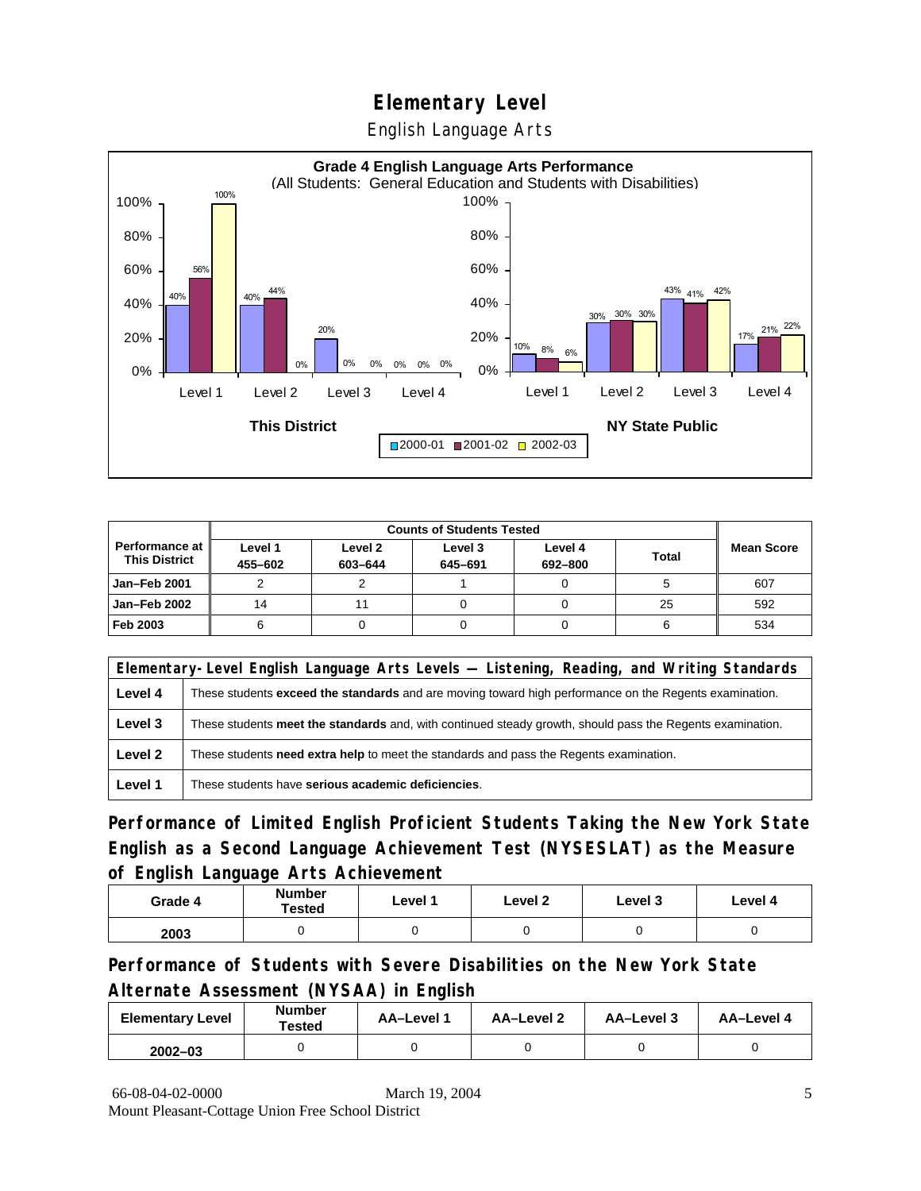# Elementary Level

English Language Arts

Grade 4 English Language Arts Performance
(All Students: General Education and Students with Disabilities)

100%
80%
60%
40%
20%
0%

40% 56% 100%
40% 44% 0%
20% 0% 0%
0% 0% 0%

Level 1 Level 2 Level 3 Level 4

This District

100%
80%
60%
40%
20%
0%

10% 8% 6%
30% 30% 30%
43% 41% 42%
17% 21% 22%

Level 1 Level 2 Level 3 Level 4

NY State Public

2000-01 2001-02 2002-03

| Performance at This District | Counts of Students Tested | | | | | Mean Score |
|---|---|---|---|---|---|---|
| | Level 1 455–602 | Level 2 603–644 | Level 3 645–691 | Level 4 692–800 | Total | |
| Jan–Feb 2001 | 2 | 2 | 1 | 0 | 5 | 607 |
| Jan–Feb 2002 | 14 | 11 | 0 | 0 | 25 | 592 |
| Feb 2003 | 6 | 0 | 0 | 0 | 6 | 534 |

| Elementary-Level English Language Arts Levels — Listening, Reading, and Writing Standards | |
|---|---|
| Level 4 | These students **exceed the standards** and are moving toward high performance on the Regents examination. |
| Level 3 | These students **meet the standards** and, with continued steady growth, should pass the Regents examination. |
| Level 2 | These students **need extra help** to meet the standards and pass the Regents examination. |
| Level 1 | These students have **serious academic deficiencies**. |

## Performance of Limited English Proficient Students Taking the New York State English as a Second Language Achievement Test (NYSESLAT) as the Measure of English Language Arts Achievement

| Grade 4 | Number Tested | Level 1 | Level 2 | Level 3 | Level 4 |
|---|---|---|---|---|---|
| 2003 | 0 | 0 | 0 | 0 | 0 |

## Performance of Students with Severe Disabilities on the New York State Alternate Assessment (NYSAA) in English

| Elementary Level | Number Tested | AA–Level 1 | AA–Level 2 | AA–Level 3 | AA–Level 4 |
|---|---|---|---|---|---|
| 2002–03 | 0 | 0 | 0 | 0 | 0 |

66-08-04-02-0000 March 19, 2004
Mount Pleasant-Cottage Union Free School District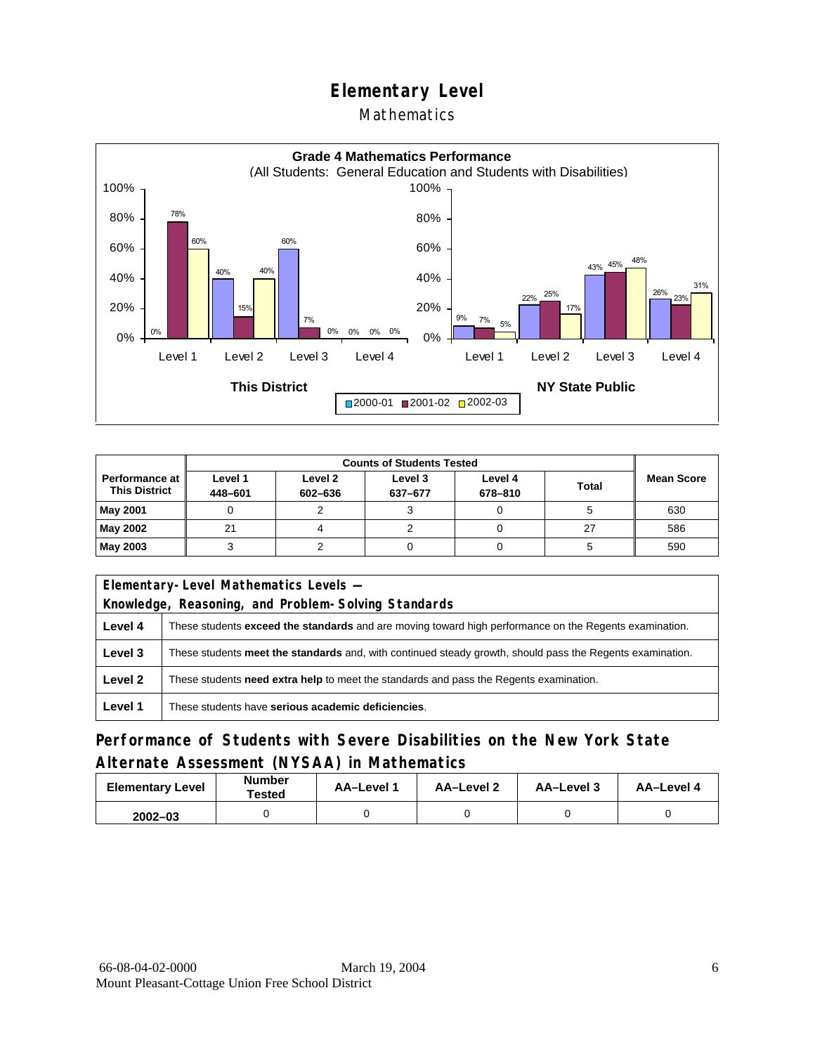# Elementary Level

## Mathematics

Grade 4 Mathematics Performance

(All Students: General Education and Students with Disabilities)

100%
80%
60%
40%
20%
0%

0% 78% 60%
40% 15% 40%
60% 7% 0%
0% 0% 0%

Level 1 Level 2 Level 3 Level 4

This District

9% 7% 5%
22% 25% 17%
43% 45% 48%
26% 23% 31%

Level 1 Level 2 Level 3 Level 4

NY State Public

2000-01 2001-02 2002-03

| Performance at This District | Counts of Students Tested | | | | | Mean Score |
|---|---|---|---|---|---|---|
| | Level 1 448–601 | Level 2 602–636 | Level 3 637–677 | Level 4 678–810 | Total | |
| **May 2001** | 0 | 2 | 3 | 0 | 5 | 630 |
| **May 2002** | 21 | 4 | 2 | 0 | 27 | 586 |
| **May 2003** | 3 | 2 | 0 | 0 | 5 | 590 |

| Elementary-Level Mathematics Levels — Knowledge, Reasoning, and Problem-Solving Standards | |
|---|---|
| **Level 4** | These students **exceed the standards** and are moving toward high performance on the Regents examination. |
| **Level 3** | These students **meet the standards** and, with continued steady growth, should pass the Regents examination. |
| **Level 2** | These students **need extra help** to meet the standards and pass the Regents examination. |
| **Level 1** | These students have **serious academic deficiencies**. |

## Performance of Students with Severe Disabilities on the New York State Alternate Assessment (NYSAA) in Mathematics

| Elementary Level | Number Tested | AA–Level 1 | AA–Level 2 | AA–Level 3 | AA–Level 4 |
|---|---|---|---|---|---|
| 2002–03 | 0 | 0 | 0 | 0 | 0 |

66-08-04-02-0000 March 19, 2004
Mount Pleasant-Cottage Union Free School District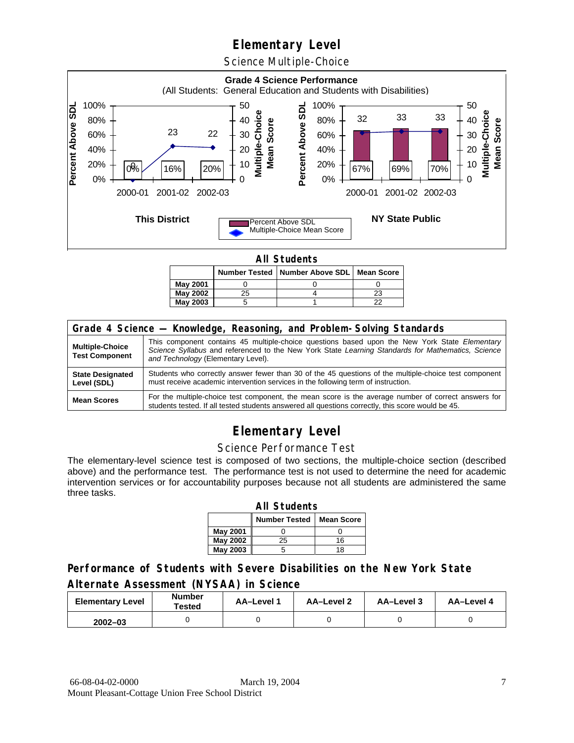# Elementary Level

## Science Multiple-Choice

Grade 4 Science Performance
(All Students: General Education and Students with Disabilities)

Percent Above SDL
100%
80%
60%
40%
20%
0%

Multiple-Choice Mean Score
50
40
30
20
10
0

0
23
22
0%
16%
20%
2000-01
2001-02
2002-03

This District

32
33
33
67%
69%
70%
2000-01
2001-02
2002-03

NY State Public

Percent Above SDL
Multiple-Choice Mean Score

**All Students**

| | Number Tested | Number Above SDL | Mean Score |
|---|---|---|---|
| **May 2001** | 0 | 0 | 0 |
| **May 2002** | 25 | 4 | 23 |
| **May 2003** | 5 | 1 | 22 |

| Grade 4 Science — Knowledge, Reasoning, and Problem-Solving Standards | |
|---|---|
| **Multiple-Choice Test Component** | This component contains 45 multiple-choice questions based upon the New York State *Elementary Science Syllabus* and referenced to the New York State *Learning Standards for Mathematics, Science and Technology* (Elementary Level). |
| **State Designated Level (SDL)** | Students who correctly answer fewer than 30 of the 45 questions of the multiple-choice test component must receive academic intervention services in the following term of instruction. |
| **Mean Scores** | For the multiple-choice test component, the mean score is the average number of correct answers for students tested. If all tested students answered all questions correctly, this score would be 45. |

# Elementary Level

## Science Performance Test

The elementary-level science test is composed of two sections, the multiple-choice section (described above) and the performance test. The performance test is not used to determine the need for academic intervention services or for accountability purposes because not all students are administered the same three tasks.

**All Students**

| | Number Tested | Mean Score |
|---|---|---|
| **May 2001** | 0 | 0 |
| **May 2002** | 25 | 16 |
| **May 2003** | 5 | 18 |

### Performance of Students with Severe Disabilities on the New York State Alternate Assessment (NYSAA) in Science

| Elementary Level | Number Tested | AA–Level 1 | AA–Level 2 | AA–Level 3 | AA–Level 4 |
|---|---|---|---|---|---|
| **2002–03** | 0 | 0 | 0 | 0 | 0 |

66-08-04-02-0000 March 19, 2004
Mount Pleasant-Cottage Union Free School District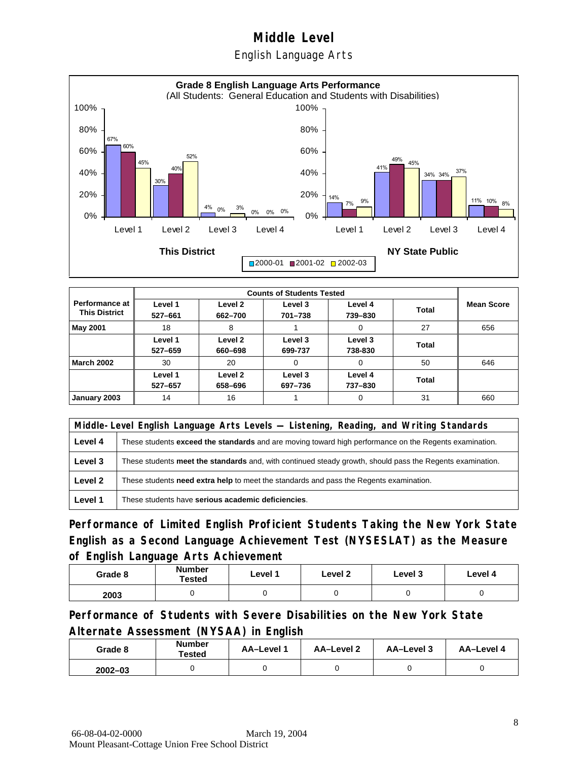# Middle Level

## English Language Arts

Grade 8 English Language Arts Performance
(All Students: General Education and Students with Disabilities)

100%
80%
60%
40%
20%
0%

67% 60% 45%
30% 40% 52%
4% 0% 3%
0% 0% 0%

Level 1 Level 2 Level 3 Level 4

This District

14% 7% 9%
41% 49% 45%
34% 34% 37%
11% 10% 8%

Level 1 Level 2 Level 3 Level 4

NY State Public

2000-01 2001-02 2002-03

| Performance at This District | Counts of Students Tested | | | | | Mean Score |
|---|---|---|---|---|---|---|
| | Level 1 527–661 | Level 2 662–700 | Level 3 701–738 | Level 4 739–830 | Total | |
| May 2001 | 18 | 8 | 1 | 0 | 27 | 656 |
| | Level 1 527–659 | Level 2 660–698 | Level 3 699-737 | Level 3 738-830 | Total | |
| March 2002 | 30 | 20 | 0 | 0 | 50 | 646 |
| | Level 1 527–657 | Level 2 658–696 | Level 3 697–736 | Level 4 737–830 | Total | |
| January 2003 | 14 | 16 | 1 | 0 | 31 | 660 |

| Middle-Level English Language Arts Levels — Listening, Reading, and Writing Standards | |
|---|---|
| Level 4 | These students **exceed the standards** and are moving toward high performance on the Regents examination. |
| Level 3 | These students **meet the standards** and, with continued steady growth, should pass the Regents examination. |
| Level 2 | These students **need extra help** to meet the standards and pass the Regents examination. |
| Level 1 | These students have **serious academic deficiencies**. |

### Performance of Limited English Proficient Students Taking the New York State English as a Second Language Achievement Test (NYSESLAT) as the Measure of English Language Arts Achievement

| Grade 8 | Number Tested | Level 1 | Level 2 | Level 3 | Level 4 |
|---|---|---|---|---|---|
| 2003 | 0 | 0 | 0 | 0 | 0 |

### Performance of Students with Severe Disabilities on the New York State Alternate Assessment (NYSAA) in English

| Grade 8 | Number Tested | AA–Level 1 | AA–Level 2 | AA–Level 3 | AA–Level 4 |
|---|---|---|---|---|---|
| 2002–03 | 0 | 0 | 0 | 0 | 0 |

66-08-04-02-0000 March 19, 2004
Mount Pleasant-Cottage Union Free School District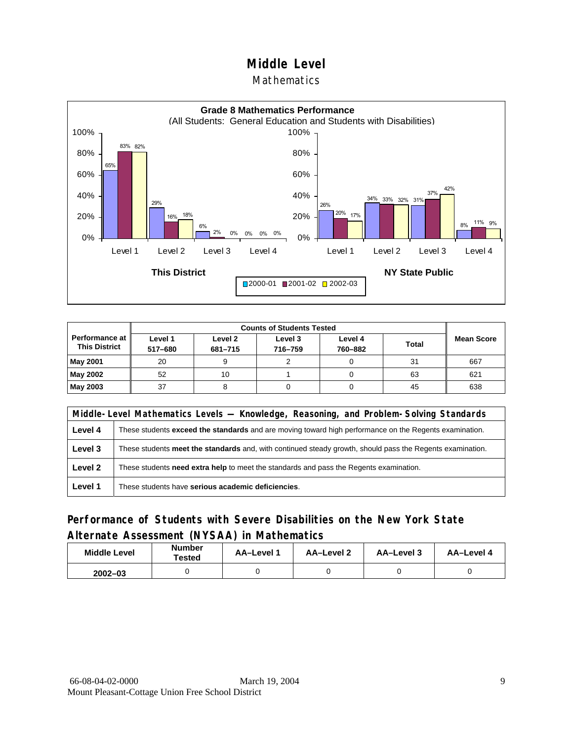# Middle Level

## Mathematics

Grade 8 Mathematics Performance
(All Students: General Education and Students with Disabilities)

100%
80%
60%
40%
20%
0%

65% 83% 82%
29% 16% 18%
6% 2% 0%
0% 0% 0%

Level 1 Level 2 Level 3 Level 4

This District

26% 20% 17%
34% 33% 32%
31% 37% 42%
8% 11% 9%

Level 1 Level 2 Level 3 Level 4

NY State Public

2000-01 2001-02 2002-03

| Performance at This District | Counts of Students Tested | | | | | Mean Score |
|---|---|---|---|---|---|---|
| | Level 1 517–680 | Level 2 681–715 | Level 3 716–759 | Level 4 760–882 | Total | |
| May 2001 | 20 | 9 | 2 | 0 | 31 | 667 |
| May 2002 | 52 | 10 | 1 | 0 | 63 | 621 |
| May 2003 | 37 | 8 | 0 | 0 | 45 | 638 |

| Middle-Level Mathematics Levels — Knowledge, Reasoning, and Problem-Solving Standards | |
|---|---|
| Level 4 | These students **exceed the standards** and are moving toward high performance on the Regents examination. |
| Level 3 | These students **meet the standards** and, with continued steady growth, should pass the Regents examination. |
| Level 2 | These students **need extra help** to meet the standards and pass the Regents examination. |
| Level 1 | These students have **serious academic deficiencies**. |

## Performance of Students with Severe Disabilities on the New York State Alternate Assessment (NYSAA) in Mathematics

| Middle Level | Number Tested | AA–Level 1 | AA–Level 2 | AA–Level 3 | AA–Level 4 |
|---|---|---|---|---|---|
| 2002–03 | 0 | 0 | 0 | 0 | 0 |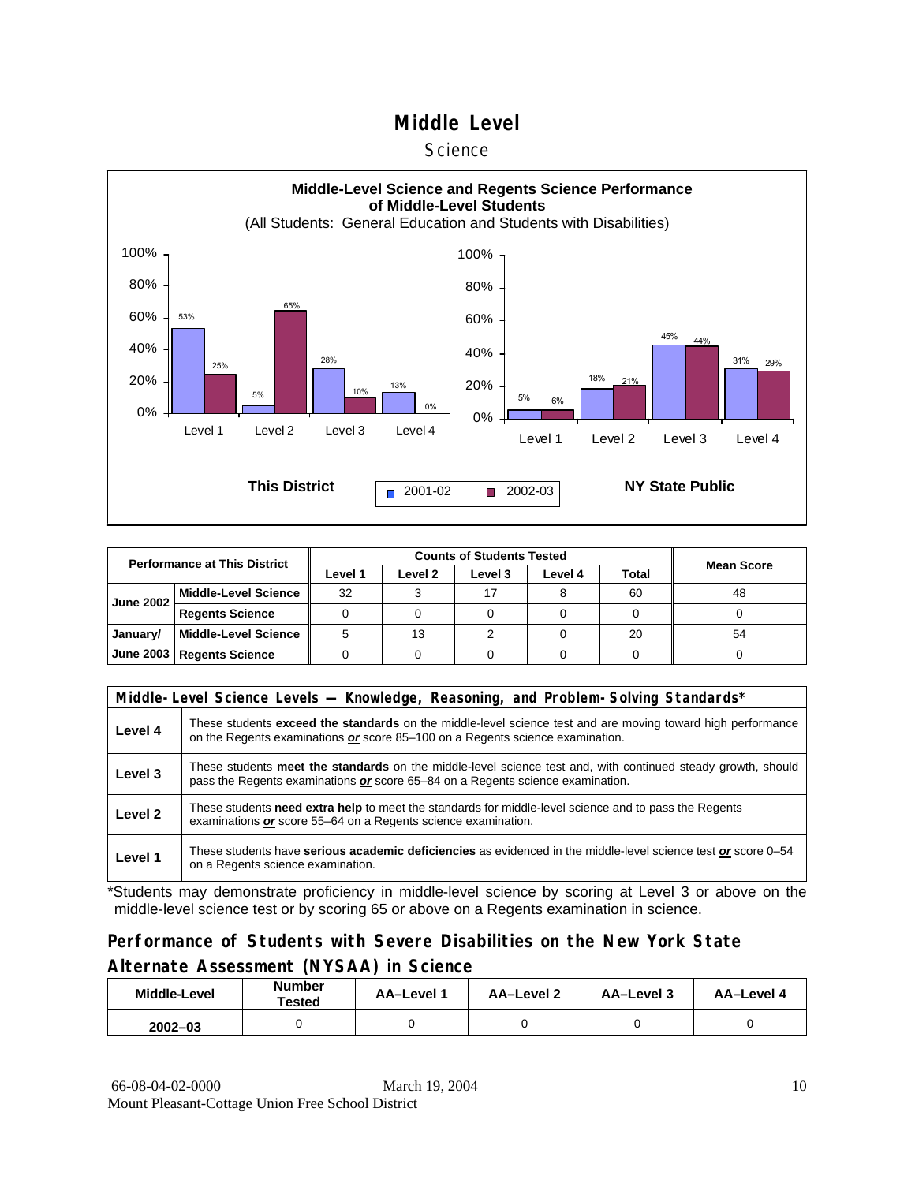# Middle Level

Science

**Middle-Level Science and Regents Science Performance of Middle-Level Students**

(All Students: General Education and Students with Disabilities)

100%
80%
60%
40%
20%
0%

53%
25%
5%
65%
28%
10%
13%
0%

Level 1
Level 2
Level 3
Level 4

**This District**

2001-02
2002-03

100%
80%
60%
40%
20%
0%

5%
6%
18%
21%
45%
44%
31%
29%

Level 1
Level 2
Level 3
Level 4

**NY State Public**

| Performance at This District | | Counts of Students Tested | | | | | Mean Score |
|---|---|---|---|---|---|---|---|
| | | Level 1 | Level 2 | Level 3 | Level 4 | Total | |
| June 2002 | Middle-Level Science | 32 | 3 | 17 | 8 | 60 | 48 |
| | Regents Science | 0 | 0 | 0 | 0 | 0 | 0 |
| January/ June 2003 | Middle-Level Science | 5 | 13 | 2 | 0 | 20 | 54 |
| | Regents Science | 0 | 0 | 0 | 0 | 0 | 0 |

| Middle-Level Science Levels — Knowledge, Reasoning, and Problem-Solving Standards* | |
|---|---|
| Level 4 | These students **exceed the standards** on the middle-level science test and are moving toward high performance on the Regents examinations ***or*** score 85–100 on a Regents science examination. |
| Level 3 | These students **meet the standards** on the middle-level science test and, with continued steady growth, should pass the Regents examinations ***or*** score 65–84 on a Regents science examination. |
| Level 2 | These students **need extra help** to meet the standards for middle-level science and to pass the Regents examinations ***or*** score 55–64 on a Regents science examination. |
| Level 1 | These students have **serious academic deficiencies** as evidenced in the middle-level science test ***or*** score 0–54 on a Regents science examination. |

*Students may demonstrate proficiency in middle-level science by scoring at Level 3 or above on the middle-level science test or by scoring 65 or above on a Regents examination in science.

## Performance of Students with Severe Disabilities on the New York State Alternate Assessment (NYSAA) in Science

| Middle-Level | Number Tested | AA–Level 1 | AA–Level 2 | AA–Level 3 | AA–Level 4 |
|---|---|---|---|---|---|
| 2002–03 | 0 | 0 | 0 | 0 | 0 |

66-08-04-02-0000 March 19, 2004
Mount Pleasant-Cottage Union Free School District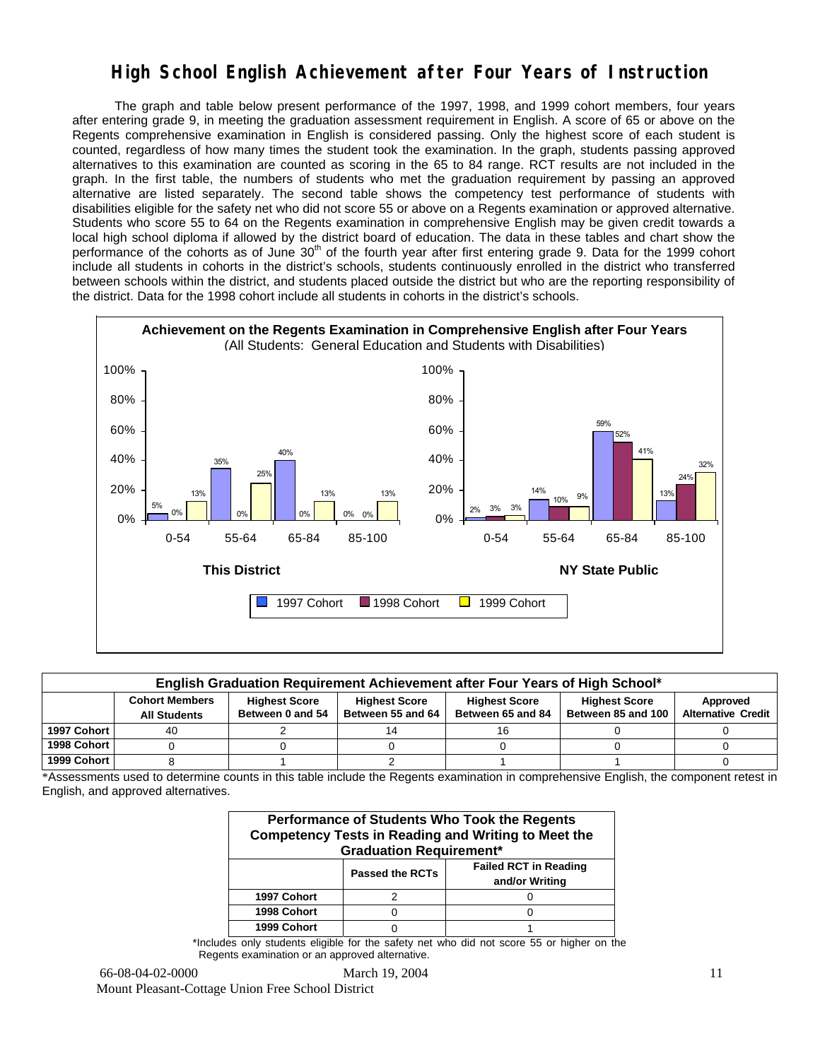# High School English Achievement after Four Years of Instruction

The graph and table below present performance of the 1997, 1998, and 1999 cohort members, four years after entering grade 9, in meeting the graduation assessment requirement in English. A score of 65 or above on the Regents comprehensive examination in English is considered passing. Only the highest score of each student is counted, regardless of how many times the student took the examination. In the graph, students passing approved alternatives to this examination are counted as scoring in the 65 to 84 range. RCT results are not included in the graph. In the first table, the numbers of students who met the graduation requirement by passing an approved alternative are listed separately. The second table shows the competency test performance of students with disabilities eligible for the safety net who did not score 55 or above on a Regents examination or approved alternative. Students who score 55 to 64 on the Regents examination in comprehensive English may be given credit towards a local high school diploma if allowed by the district board of education. The data in these tables and chart show the performance of the cohorts as of June 30th of the fourth year after first entering grade 9. Data for the 1999 cohort include all students in cohorts in the district's schools, students continuously enrolled in the district who transferred between schools within the district, and students placed outside the district but who are the reporting responsibility of the district. Data for the 1998 cohort include all students in cohorts in the district's schools.

**Achievement on the Regents Examination in Comprehensive English after Four Years**
(All Students: General Education and Students with Disabilities)

This District
0-54: 5%, 0%, 13%
55-64: 35%, 0%, 25%
65-84: 40%, 0%, 13%
85-100: 0%, 0%, 13%

NY State Public
0-54: 2%, 3%, 3%
55-64: 14%, 10%, 9%
65-84: 59%, 52%, 41%
85-100: 13%, 24%, 32%

1997 Cohort   1998 Cohort   1999 Cohort

| English Graduation Requirement Achievement after Four Years of High School* | | | | | | |
|---|---|---|---|---|---|---|
| | Cohort Members All Students | Highest Score Between 0 and 54 | Highest Score Between 55 and 64 | Highest Score Between 65 and 84 | Highest Score Between 85 and 100 | Approved Alternative Credit |
| 1997 Cohort | 40 | 2 | 14 | 16 | 0 | 0 |
| 1998 Cohort | 0 | 0 | 0 | 0 | 0 | 0 |
| 1999 Cohort | 8 | 1 | 2 | 1 | 1 | 0 |

*Assessments used to determine counts in this table include the Regents examination in comprehensive English, the component retest in English, and approved alternatives.

| Performance of Students Who Took the Regents Competency Tests in Reading and Writing to Meet the Graduation Requirement* | | |
|---|---|---|
| | Passed the RCTs | Failed RCT in Reading and/or Writing |
| 1997 Cohort | 2 | 0 |
| 1998 Cohort | 0 | 0 |
| 1999 Cohort | 0 | 1 |

*Includes only students eligible for the safety net who did not score 55 or higher on the Regents examination or an approved alternative.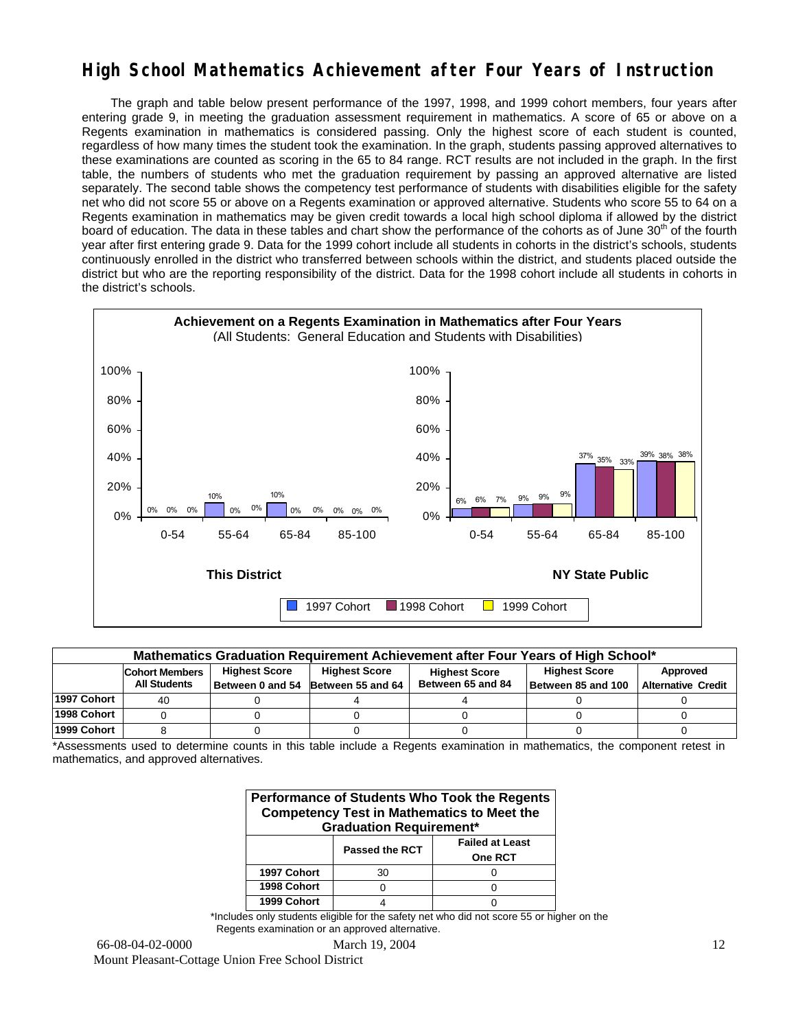# High School Mathematics Achievement after Four Years of Instruction

The graph and table below present performance of the 1997, 1998, and 1999 cohort members, four years after entering grade 9, in meeting the graduation assessment requirement in mathematics. A score of 65 or above on a Regents examination in mathematics is considered passing. Only the highest score of each student is counted, regardless of how many times the student took the examination. In the graph, students passing approved alternatives to these examinations are counted as scoring in the 65 to 84 range. RCT results are not included in the graph. In the first table, the numbers of students who met the graduation requirement by passing an approved alternative are listed separately. The second table shows the competency test performance of students with disabilities eligible for the safety net who did not score 55 or above on a Regents examination or approved alternative. Students who score 55 to 64 on a Regents examination in mathematics may be given credit towards a local high school diploma if allowed by the district board of education. The data in these tables and chart show the performance of the cohorts as of June 30th of the fourth year after first entering grade 9. Data for the 1999 cohort include all students in cohorts in the district's schools, students continuously enrolled in the district who transferred between schools within the district, and students placed outside the district but who are the reporting responsibility of the district. Data for the 1998 cohort include all students in cohorts in the district's schools.

**Achievement on a Regents Examination in Mathematics after Four Years**
(All Students: General Education and Students with Disabilities)

100%
80%
60%
40%
20%
0%

0% 0% 0% 10% 0% 0% 10% 0% 0% 0% 0% 0%

0-54 55-64 65-84 85-100

**This District**

6% 6% 7% 9% 9% 9% 37% 35% 33% 39% 38% 38%

0-54 55-64 65-84 85-100

**NY State Public**

1997 Cohort 1998 Cohort 1999 Cohort

| Mathematics Graduation Requirement Achievement after Four Years of High School* | | | | | | |
|---|---|---|---|---|---|---|
| | Cohort Members All Students | Highest Score Between 0 and 54 | Highest Score Between 55 and 64 | Highest Score Between 65 and 84 | Highest Score Between 85 and 100 | Approved Alternative Credit |
| 1997 Cohort | 40 | 0 | 4 | 4 | 0 | 0 |
| 1998 Cohort | 0 | 0 | 0 | 0 | 0 | 0 |
| 1999 Cohort | 8 | 0 | 0 | 0 | 0 | 0 |

*Assessments used to determine counts in this table include a Regents examination in mathematics, the component retest in mathematics, and approved alternatives.

| Performance of Students Who Took the Regents Competency Test in Mathematics to Meet the Graduation Requirement* | | |
|---|---|---|
| | Passed the RCT | Failed at Least One RCT |
| 1997 Cohort | 30 | 0 |
| 1998 Cohort | 0 | 0 |
| 1999 Cohort | 4 | 0 |

*Includes only students eligible for the safety net who did not score 55 or higher on the Regents examination or an approved alternative.

66-08-04-02-0000 March 19, 2004

Mount Pleasant-Cottage Union Free School District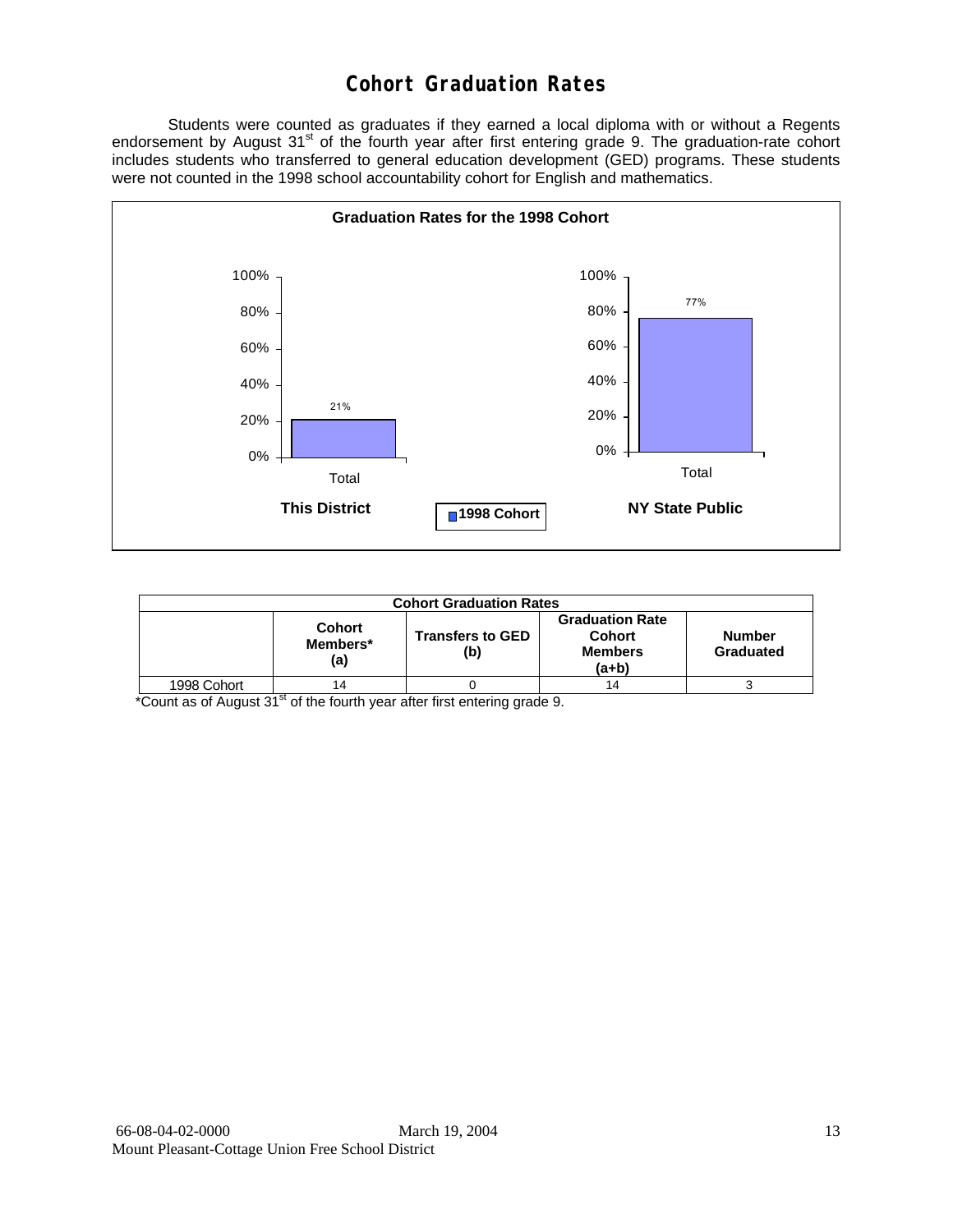# Cohort Graduation Rates

Students were counted as graduates if they earned a local diploma with or without a Regents endorsement by August 31st of the fourth year after first entering grade 9. The graduation-rate cohort includes students who transferred to general education development (GED) programs. These students were not counted in the 1998 school accountability cohort for English and mathematics.

Graduation Rates for the 1998 Cohort

100%
80%
60%
40%
20%
0%

21%

Total

This District

1998 Cohort

100%
80%
60%
40%
20%
0%

77%

Total

NY State Public

| Cohort Graduation Rates | | | | |
|---|---|---|---|---|
| | Cohort Members* (a) | Transfers to GED (b) | Graduation Rate Cohort Members (a+b) | Number Graduated |
| 1998 Cohort | 14 | 0 | 14 | 3 |

*Count as of August 31st of the fourth year after first entering grade 9.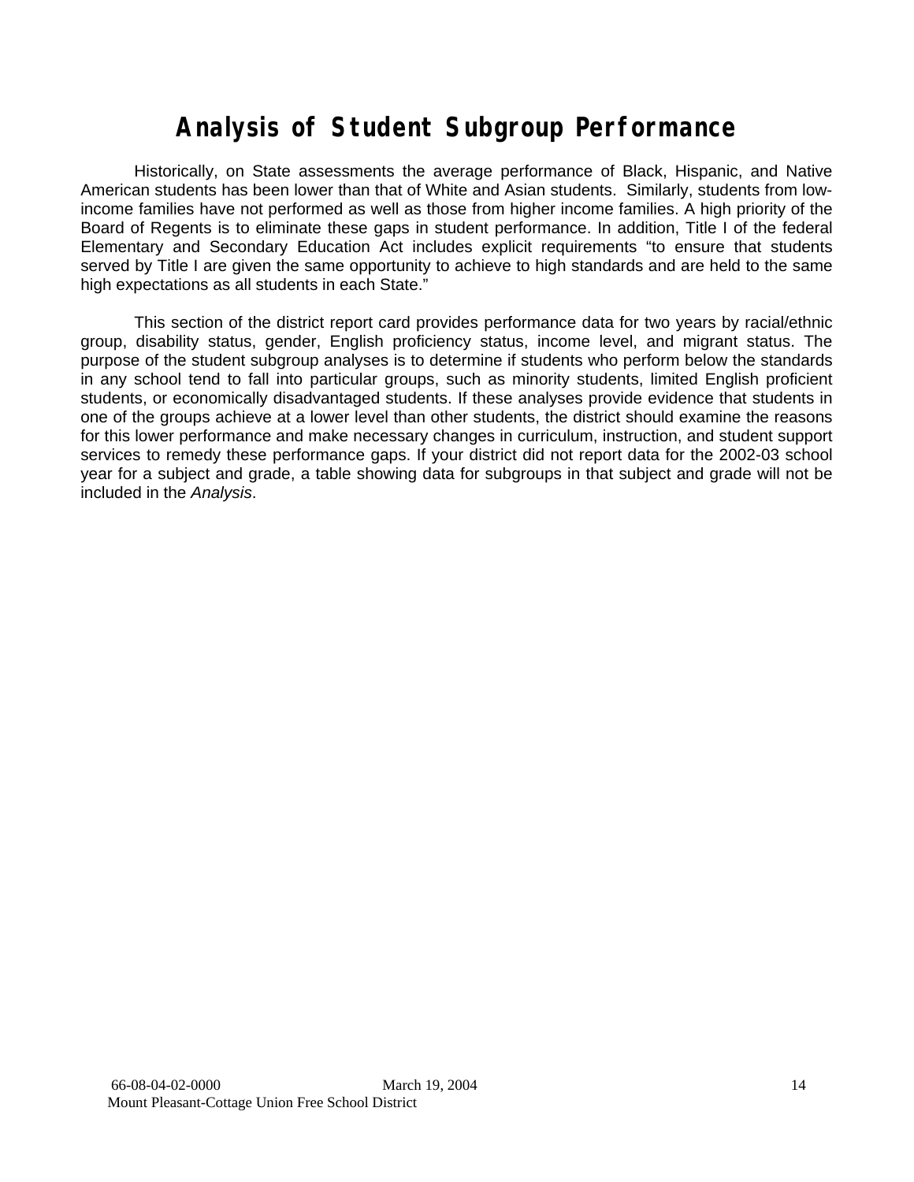# Analysis of Student Subgroup Performance

Historically, on State assessments the average performance of Black, Hispanic, and Native American students has been lower than that of White and Asian students. Similarly, students from low-income families have not performed as well as those from higher income families. A high priority of the Board of Regents is to eliminate these gaps in student performance. In addition, Title I of the federal Elementary and Secondary Education Act includes explicit requirements "to ensure that students served by Title I are given the same opportunity to achieve to high standards and are held to the same high expectations as all students in each State."

This section of the district report card provides performance data for two years by racial/ethnic group, disability status, gender, English proficiency status, income level, and migrant status. The purpose of the student subgroup analyses is to determine if students who perform below the standards in any school tend to fall into particular groups, such as minority students, limited English proficient students, or economically disadvantaged students. If these analyses provide evidence that students in one of the groups achieve at a lower level than other students, the district should examine the reasons for this lower performance and make necessary changes in curriculum, instruction, and student support services to remedy these performance gaps. If your district did not report data for the 2002-03 school year for a subject and grade, a table showing data for subgroups in that subject and grade will not be included in the *Analysis*.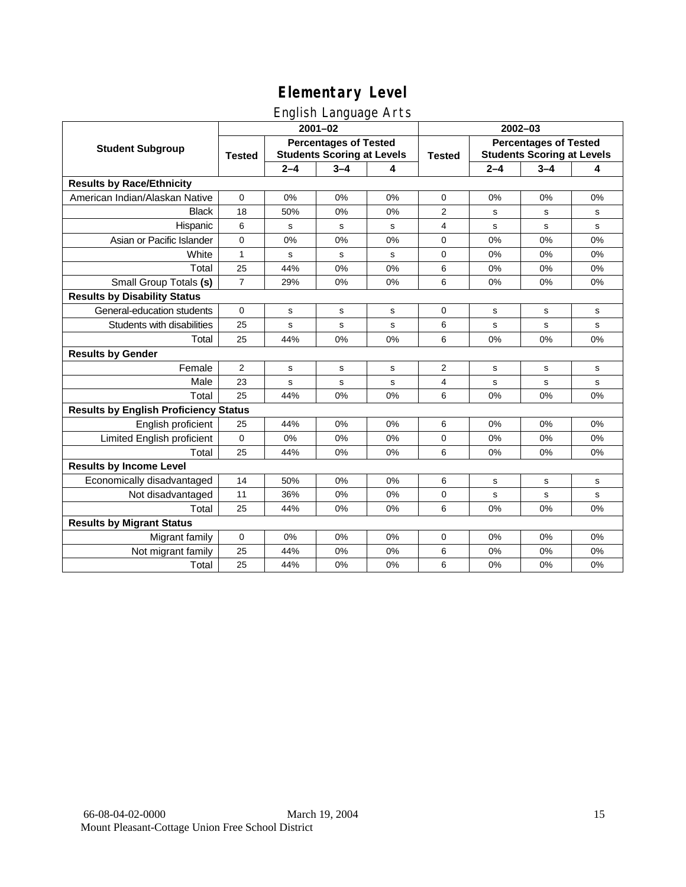# Elementary Level

## English Language Arts

| Student Subgroup | 2001–02 | | | | 2002–03 | | | |
|---|---|---|---|---|---|---|---|---|
| | Tested | Percentages of Tested Students Scoring at Levels | | | Tested | Percentages of Tested Students Scoring at Levels | | |
| | | 2–4 | 3–4 | 4 | | 2–4 | 3–4 | 4 |
| **Results by Race/Ethnicity** | | | | | | | | |
| American Indian/Alaskan Native | 0 | 0% | 0% | 0% | 0 | 0% | 0% | 0% |
| Black | 18 | 50% | 0% | 0% | 2 | s | s | s |
| Hispanic | 6 | s | s | s | 4 | s | s | s |
| Asian or Pacific Islander | 0 | 0% | 0% | 0% | 0 | 0% | 0% | 0% |
| White | 1 | s | s | s | 0 | 0% | 0% | 0% |
| Total | 25 | 44% | 0% | 0% | 6 | 0% | 0% | 0% |
| Small Group Totals **(s)** | 7 | 29% | 0% | 0% | 6 | 0% | 0% | 0% |
| **Results by Disability Status** | | | | | | | | |
| General-education students | 0 | s | s | s | 0 | s | s | s |
| Students with disabilities | 25 | s | s | s | 6 | s | s | s |
| Total | 25 | 44% | 0% | 0% | 6 | 0% | 0% | 0% |
| **Results by Gender** | | | | | | | | |
| Female | 2 | s | s | s | 2 | s | s | s |
| Male | 23 | s | s | s | 4 | s | s | s |
| Total | 25 | 44% | 0% | 0% | 6 | 0% | 0% | 0% |
| **Results by English Proficiency Status** | | | | | | | | |
| English proficient | 25 | 44% | 0% | 0% | 6 | 0% | 0% | 0% |
| Limited English proficient | 0 | 0% | 0% | 0% | 0 | 0% | 0% | 0% |
| Total | 25 | 44% | 0% | 0% | 6 | 0% | 0% | 0% |
| **Results by Income Level** | | | | | | | | |
| Economically disadvantaged | 14 | 50% | 0% | 0% | 6 | s | s | s |
| Not disadvantaged | 11 | 36% | 0% | 0% | 0 | s | s | s |
| Total | 25 | 44% | 0% | 0% | 6 | 0% | 0% | 0% |
| **Results by Migrant Status** | | | | | | | | |
| Migrant family | 0 | 0% | 0% | 0% | 0 | 0% | 0% | 0% |
| Not migrant family | 25 | 44% | 0% | 0% | 6 | 0% | 0% | 0% |
| Total | 25 | 44% | 0% | 0% | 6 | 0% | 0% | 0% |

66-08-04-02-0000 March 19, 2004
Mount Pleasant-Cottage Union Free School District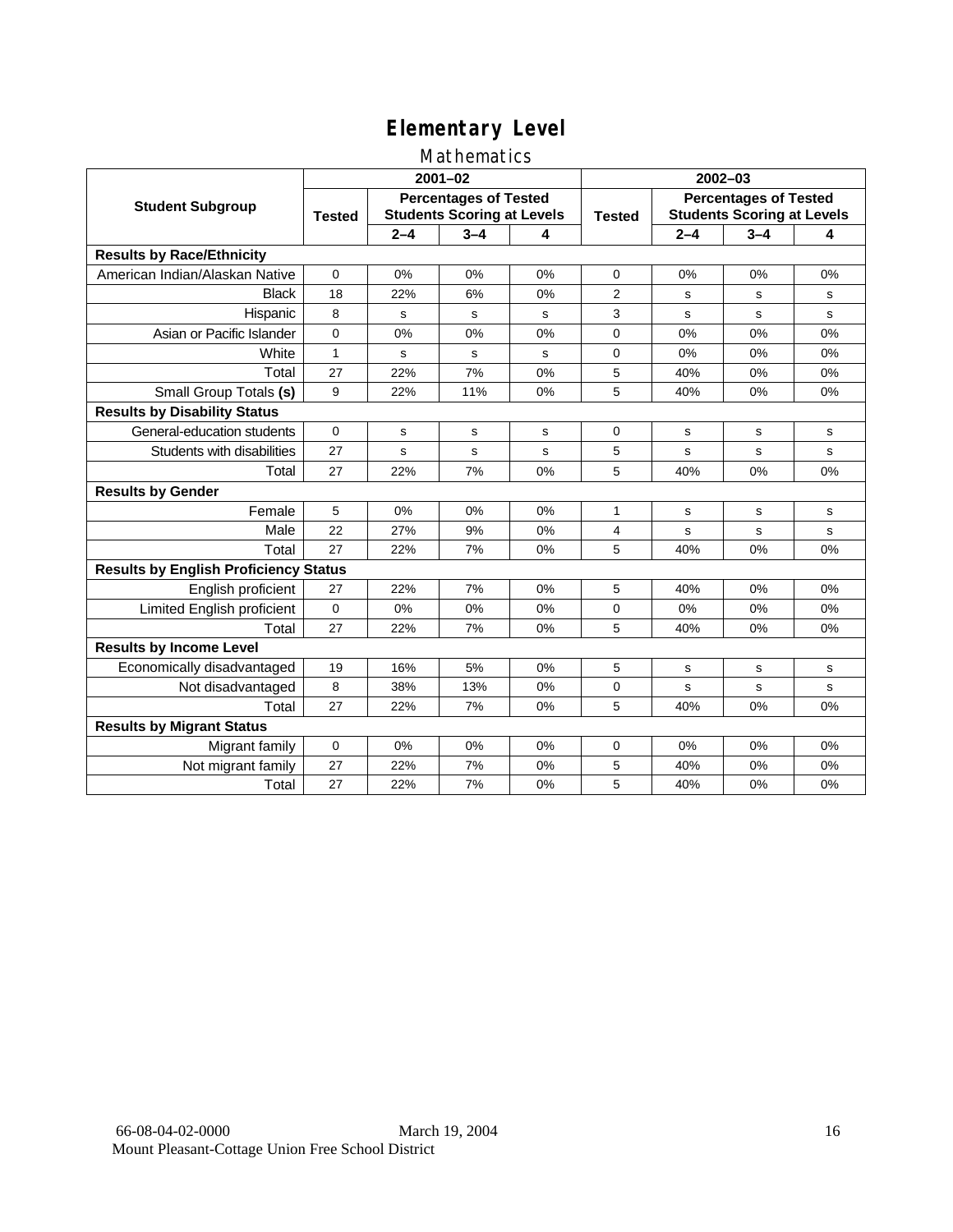# Elementary Level

## Mathematics

| Student Subgroup | 2001–02 | | | | 2002–03 | | | |
|---|---|---|---|---|---|---|---|---|
| | Tested | Percentages of Tested Students Scoring at Levels | | | Tested | Percentages of Tested Students Scoring at Levels | | |
| | | 2–4 | 3–4 | 4 | | 2–4 | 3–4 | 4 |
| **Results by Race/Ethnicity** | | | | | | | | |
| American Indian/Alaskan Native | 0 | 0% | 0% | 0% | 0 | 0% | 0% | 0% |
| Black | 18 | 22% | 6% | 0% | 2 | s | s | s |
| Hispanic | 8 | s | s | s | 3 | s | s | s |
| Asian or Pacific Islander | 0 | 0% | 0% | 0% | 0 | 0% | 0% | 0% |
| White | 1 | s | s | s | 0 | 0% | 0% | 0% |
| Total | 27 | 22% | 7% | 0% | 5 | 40% | 0% | 0% |
| Small Group Totals **(s)** | 9 | 22% | 11% | 0% | 5 | 40% | 0% | 0% |
| **Results by Disability Status** | | | | | | | | |
| General-education students | 0 | s | s | s | 0 | s | s | s |
| Students with disabilities | 27 | s | s | s | 5 | s | s | s |
| Total | 27 | 22% | 7% | 0% | 5 | 40% | 0% | 0% |
| **Results by Gender** | | | | | | | | |
| Female | 5 | 0% | 0% | 0% | 1 | s | s | s |
| Male | 22 | 27% | 9% | 0% | 4 | s | s | s |
| Total | 27 | 22% | 7% | 0% | 5 | 40% | 0% | 0% |
| **Results by English Proficiency Status** | | | | | | | | |
| English proficient | 27 | 22% | 7% | 0% | 5 | 40% | 0% | 0% |
| Limited English proficient | 0 | 0% | 0% | 0% | 0 | 0% | 0% | 0% |
| Total | 27 | 22% | 7% | 0% | 5 | 40% | 0% | 0% |
| **Results by Income Level** | | | | | | | | |
| Economically disadvantaged | 19 | 16% | 5% | 0% | 5 | s | s | s |
| Not disadvantaged | 8 | 38% | 13% | 0% | 0 | s | s | s |
| Total | 27 | 22% | 7% | 0% | 5 | 40% | 0% | 0% |
| **Results by Migrant Status** | | | | | | | | |
| Migrant family | 0 | 0% | 0% | 0% | 0 | 0% | 0% | 0% |
| Not migrant family | 27 | 22% | 7% | 0% | 5 | 40% | 0% | 0% |
| Total | 27 | 22% | 7% | 0% | 5 | 40% | 0% | 0% |

66-08-04-02-0000 March 19, 2004
Mount Pleasant-Cottage Union Free School District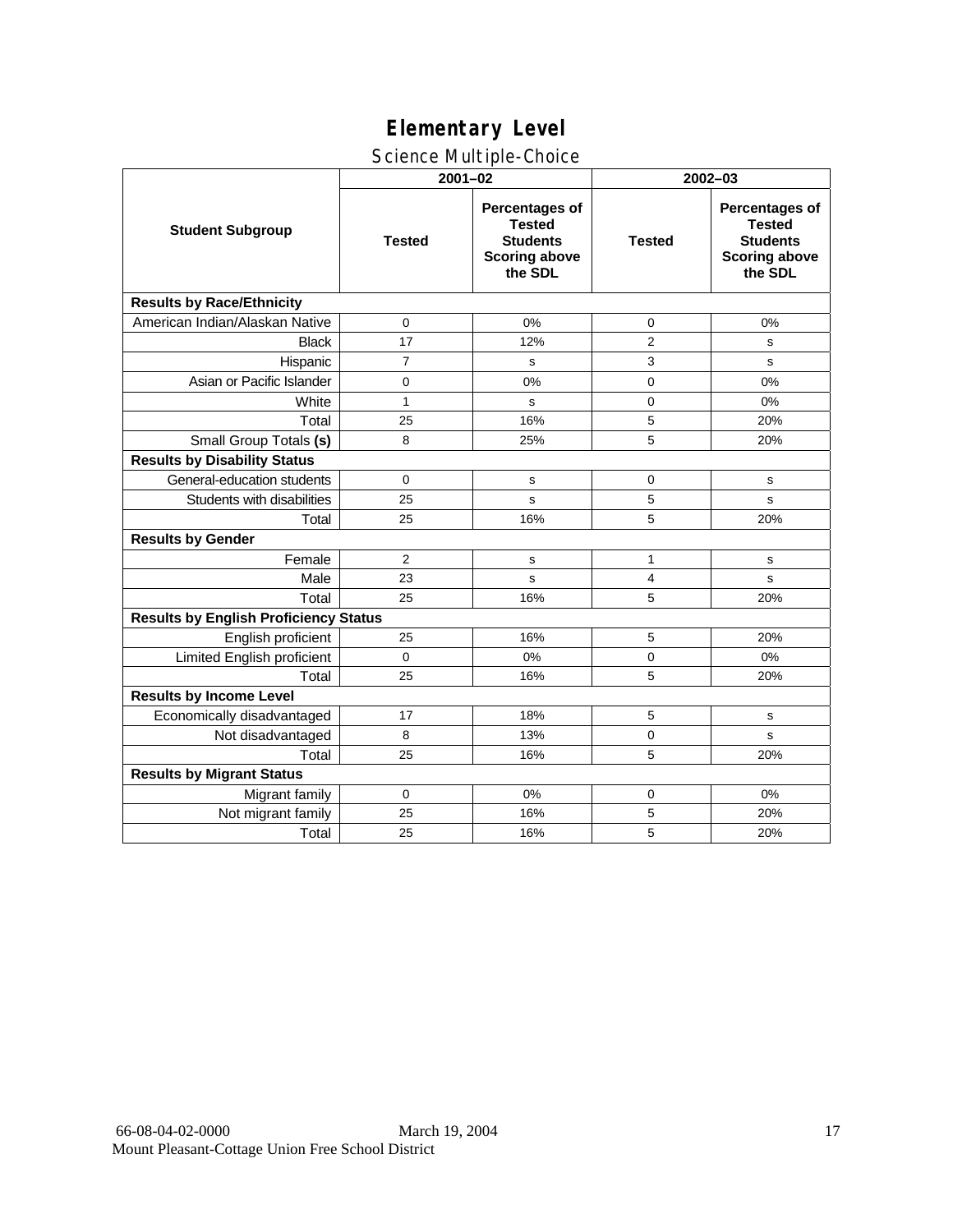# Elementary Level

## Science Multiple-Choice

| Student Subgroup | 2001–02 | | 2002–03 | |
|---|---|---|---|---|
| | Tested | Percentages of Tested Students Scoring above the SDL | Tested | Percentages of Tested Students Scoring above the SDL |
| **Results by Race/Ethnicity** | | | | |
| American Indian/Alaskan Native | 0 | 0% | 0 | 0% |
| Black | 17 | 12% | 2 | s |
| Hispanic | 7 | s | 3 | s |
| Asian or Pacific Islander | 0 | 0% | 0 | 0% |
| White | 1 | s | 0 | 0% |
| Total | 25 | 16% | 5 | 20% |
| Small Group Totals **(s)** | 8 | 25% | 5 | 20% |
| **Results by Disability Status** | | | | |
| General-education students | 0 | s | 0 | s |
| Students with disabilities | 25 | s | 5 | s |
| Total | 25 | 16% | 5 | 20% |
| **Results by Gender** | | | | |
| Female | 2 | s | 1 | s |
| Male | 23 | s | 4 | s |
| Total | 25 | 16% | 5 | 20% |
| **Results by English Proficiency Status** | | | | |
| English proficient | 25 | 16% | 5 | 20% |
| Limited English proficient | 0 | 0% | 0 | 0% |
| Total | 25 | 16% | 5 | 20% |
| **Results by Income Level** | | | | |
| Economically disadvantaged | 17 | 18% | 5 | s |
| Not disadvantaged | 8 | 13% | 0 | s |
| Total | 25 | 16% | 5 | 20% |
| **Results by Migrant Status** | | | | |
| Migrant family | 0 | 0% | 0 | 0% |
| Not migrant family | 25 | 16% | 5 | 20% |
| Total | 25 | 16% | 5 | 20% |

66-08-04-02-0000 March 19, 2004

Mount Pleasant-Cottage Union Free School District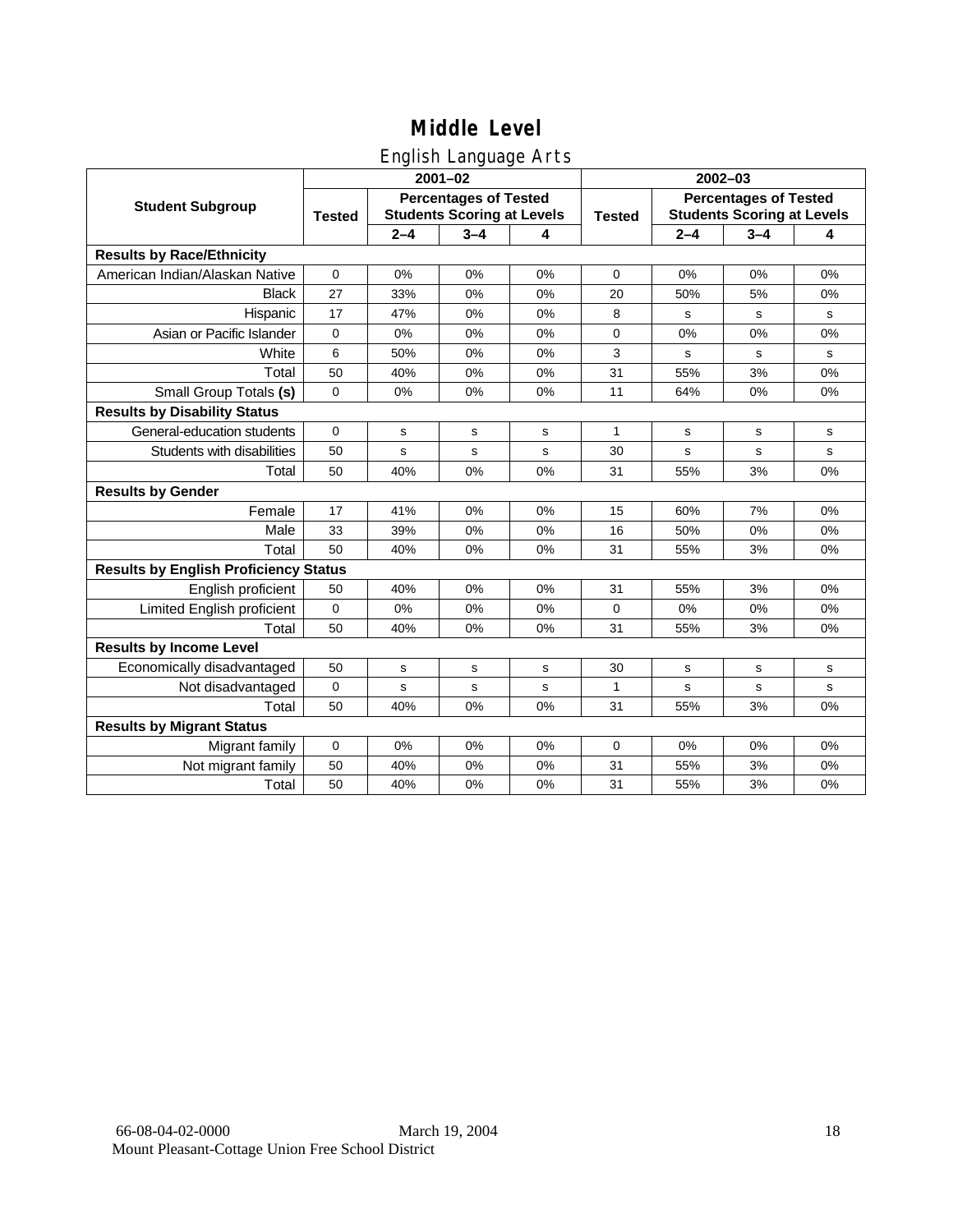# Middle Level

## English Language Arts

| Student Subgroup | 2001–02 | | | | 2002–03 | | | |
|---|---|---|---|---|---|---|---|---|
| | Tested | Percentages of Tested Students Scoring at Levels | | | Tested | Percentages of Tested Students Scoring at Levels | | |
| | | 2–4 | 3–4 | 4 | | 2–4 | 3–4 | 4 |
| **Results by Race/Ethnicity** | | | | | | | | |
| American Indian/Alaskan Native | 0 | 0% | 0% | 0% | 0 | 0% | 0% | 0% |
| Black | 27 | 33% | 0% | 0% | 20 | 50% | 5% | 0% |
| Hispanic | 17 | 47% | 0% | 0% | 8 | s | s | s |
| Asian or Pacific Islander | 0 | 0% | 0% | 0% | 0 | 0% | 0% | 0% |
| White | 6 | 50% | 0% | 0% | 3 | s | s | s |
| Total | 50 | 40% | 0% | 0% | 31 | 55% | 3% | 0% |
| Small Group Totals **(s)** | 0 | 0% | 0% | 0% | 11 | 64% | 0% | 0% |
| **Results by Disability Status** | | | | | | | | |
| General-education students | 0 | s | s | s | 1 | s | s | s |
| Students with disabilities | 50 | s | s | s | 30 | s | s | s |
| Total | 50 | 40% | 0% | 0% | 31 | 55% | 3% | 0% |
| **Results by Gender** | | | | | | | | |
| Female | 17 | 41% | 0% | 0% | 15 | 60% | 7% | 0% |
| Male | 33 | 39% | 0% | 0% | 16 | 50% | 0% | 0% |
| Total | 50 | 40% | 0% | 0% | 31 | 55% | 3% | 0% |
| **Results by English Proficiency Status** | | | | | | | | |
| English proficient | 50 | 40% | 0% | 0% | 31 | 55% | 3% | 0% |
| Limited English proficient | 0 | 0% | 0% | 0% | 0 | 0% | 0% | 0% |
| Total | 50 | 40% | 0% | 0% | 31 | 55% | 3% | 0% |
| **Results by Income Level** | | | | | | | | |
| Economically disadvantaged | 50 | s | s | s | 30 | s | s | s |
| Not disadvantaged | 0 | s | s | s | 1 | s | s | s |
| Total | 50 | 40% | 0% | 0% | 31 | 55% | 3% | 0% |
| **Results by Migrant Status** | | | | | | | | |
| Migrant family | 0 | 0% | 0% | 0% | 0 | 0% | 0% | 0% |
| Not migrant family | 50 | 40% | 0% | 0% | 31 | 55% | 3% | 0% |
| Total | 50 | 40% | 0% | 0% | 31 | 55% | 3% | 0% |

66-08-04-02-0000 March 19, 2004
Mount Pleasant-Cottage Union Free School District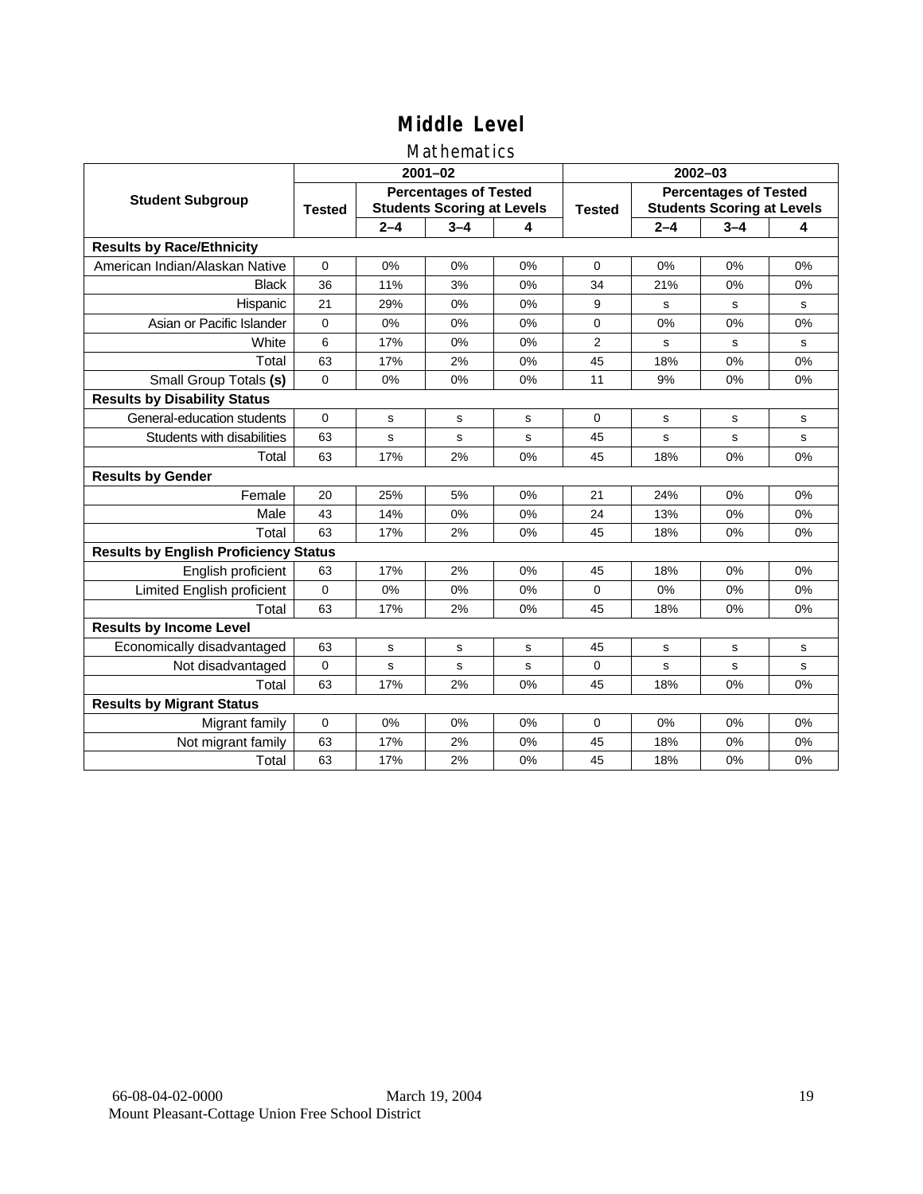# Middle Level

## Mathematics

| Student Subgroup | 2001–02 | | | | 2002–03 | | | |
|---|---|---|---|---|---|---|---|---|
| | Tested | Percentages of Tested Students Scoring at Levels | | | Tested | Percentages of Tested Students Scoring at Levels | | |
| | | 2–4 | 3–4 | 4 | | 2–4 | 3–4 | 4 |
| **Results by Race/Ethnicity** | | | | | | | | |
| American Indian/Alaskan Native | 0 | 0% | 0% | 0% | 0 | 0% | 0% | 0% |
| Black | 36 | 11% | 3% | 0% | 34 | 21% | 0% | 0% |
| Hispanic | 21 | 29% | 0% | 0% | 9 | s | s | s |
| Asian or Pacific Islander | 0 | 0% | 0% | 0% | 0 | 0% | 0% | 0% |
| White | 6 | 17% | 0% | 0% | 2 | s | s | s |
| Total | 63 | 17% | 2% | 0% | 45 | 18% | 0% | 0% |
| Small Group Totals **(s)** | 0 | 0% | 0% | 0% | 11 | 9% | 0% | 0% |
| **Results by Disability Status** | | | | | | | | |
| General-education students | 0 | s | s | s | 0 | s | s | s |
| Students with disabilities | 63 | s | s | s | 45 | s | s | s |
| Total | 63 | 17% | 2% | 0% | 45 | 18% | 0% | 0% |
| **Results by Gender** | | | | | | | | |
| Female | 20 | 25% | 5% | 0% | 21 | 24% | 0% | 0% |
| Male | 43 | 14% | 0% | 0% | 24 | 13% | 0% | 0% |
| Total | 63 | 17% | 2% | 0% | 45 | 18% | 0% | 0% |
| **Results by English Proficiency Status** | | | | | | | | |
| English proficient | 63 | 17% | 2% | 0% | 45 | 18% | 0% | 0% |
| Limited English proficient | 0 | 0% | 0% | 0% | 0 | 0% | 0% | 0% |
| Total | 63 | 17% | 2% | 0% | 45 | 18% | 0% | 0% |
| **Results by Income Level** | | | | | | | | |
| Economically disadvantaged | 63 | s | s | s | 45 | s | s | s |
| Not disadvantaged | 0 | s | s | s | 0 | s | s | s |
| Total | 63 | 17% | 2% | 0% | 45 | 18% | 0% | 0% |
| **Results by Migrant Status** | | | | | | | | |
| Migrant family | 0 | 0% | 0% | 0% | 0 | 0% | 0% | 0% |
| Not migrant family | 63 | 17% | 2% | 0% | 45 | 18% | 0% | 0% |
| Total | 63 | 17% | 2% | 0% | 45 | 18% | 0% | 0% |

66-08-04-02-0000 March 19, 2004
Mount Pleasant-Cottage Union Free School District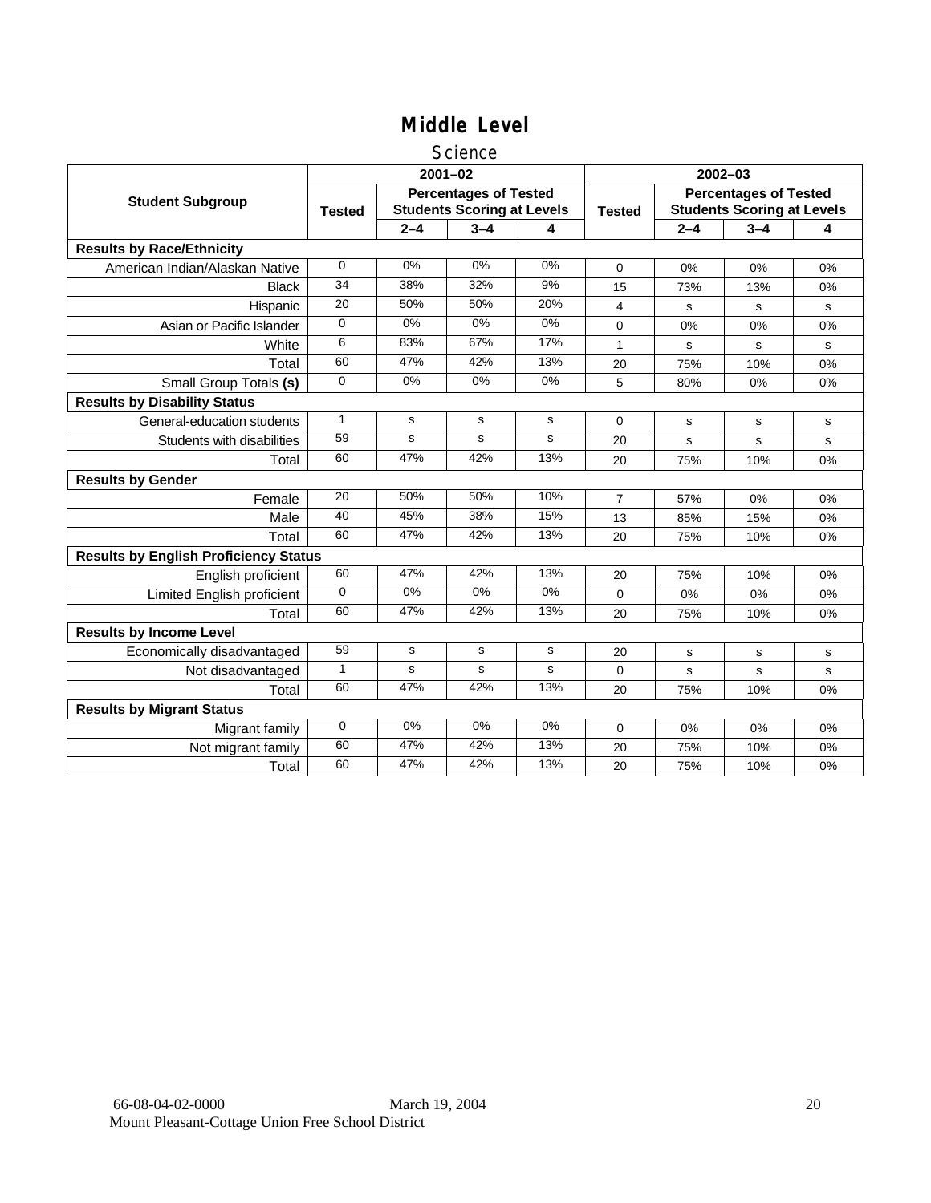# Middle Level

## Science

| Student Subgroup | 2001–02 | | | | 2002–03 | | | |
|---|---|---|---|---|---|---|---|---|
| | Tested | Percentages of Tested Students Scoring at Levels | | | Tested | Percentages of Tested Students Scoring at Levels | | |
| | | 2–4 | 3–4 | 4 | | 2–4 | 3–4 | 4 |
| **Results by Race/Ethnicity** | | | | | | | | |
| American Indian/Alaskan Native | 0 | 0% | 0% | 0% | 0 | 0% | 0% | 0% |
| Black | 34 | 38% | 32% | 9% | 15 | 73% | 13% | 0% |
| Hispanic | 20 | 50% | 50% | 20% | 4 | s | s | s |
| Asian or Pacific Islander | 0 | 0% | 0% | 0% | 0 | 0% | 0% | 0% |
| White | 6 | 83% | 67% | 17% | 1 | s | s | s |
| Total | 60 | 47% | 42% | 13% | 20 | 75% | 10% | 0% |
| Small Group Totals **(s)** | 0 | 0% | 0% | 0% | 5 | 80% | 0% | 0% |
| **Results by Disability Status** | | | | | | | | |
| General-education students | 1 | s | s | s | 0 | s | s | s |
| Students with disabilities | 59 | s | s | s | 20 | s | s | s |
| Total | 60 | 47% | 42% | 13% | 20 | 75% | 10% | 0% |
| **Results by Gender** | | | | | | | | |
| Female | 20 | 50% | 50% | 10% | 7 | 57% | 0% | 0% |
| Male | 40 | 45% | 38% | 15% | 13 | 85% | 15% | 0% |
| Total | 60 | 47% | 42% | 13% | 20 | 75% | 10% | 0% |
| **Results by English Proficiency Status** | | | | | | | | |
| English proficient | 60 | 47% | 42% | 13% | 20 | 75% | 10% | 0% |
| Limited English proficient | 0 | 0% | 0% | 0% | 0 | 0% | 0% | 0% |
| Total | 60 | 47% | 42% | 13% | 20 | 75% | 10% | 0% |
| **Results by Income Level** | | | | | | | | |
| Economically disadvantaged | 59 | s | s | s | 20 | s | s | s |
| Not disadvantaged | 1 | s | s | s | 0 | s | s | s |
| Total | 60 | 47% | 42% | 13% | 20 | 75% | 10% | 0% |
| **Results by Migrant Status** | | | | | | | | |
| Migrant family | 0 | 0% | 0% | 0% | 0 | 0% | 0% | 0% |
| Not migrant family | 60 | 47% | 42% | 13% | 20 | 75% | 10% | 0% |
| Total | 60 | 47% | 42% | 13% | 20 | 75% | 10% | 0% |

66-08-04-02-0000 March 19, 2004
Mount Pleasant-Cottage Union Free School District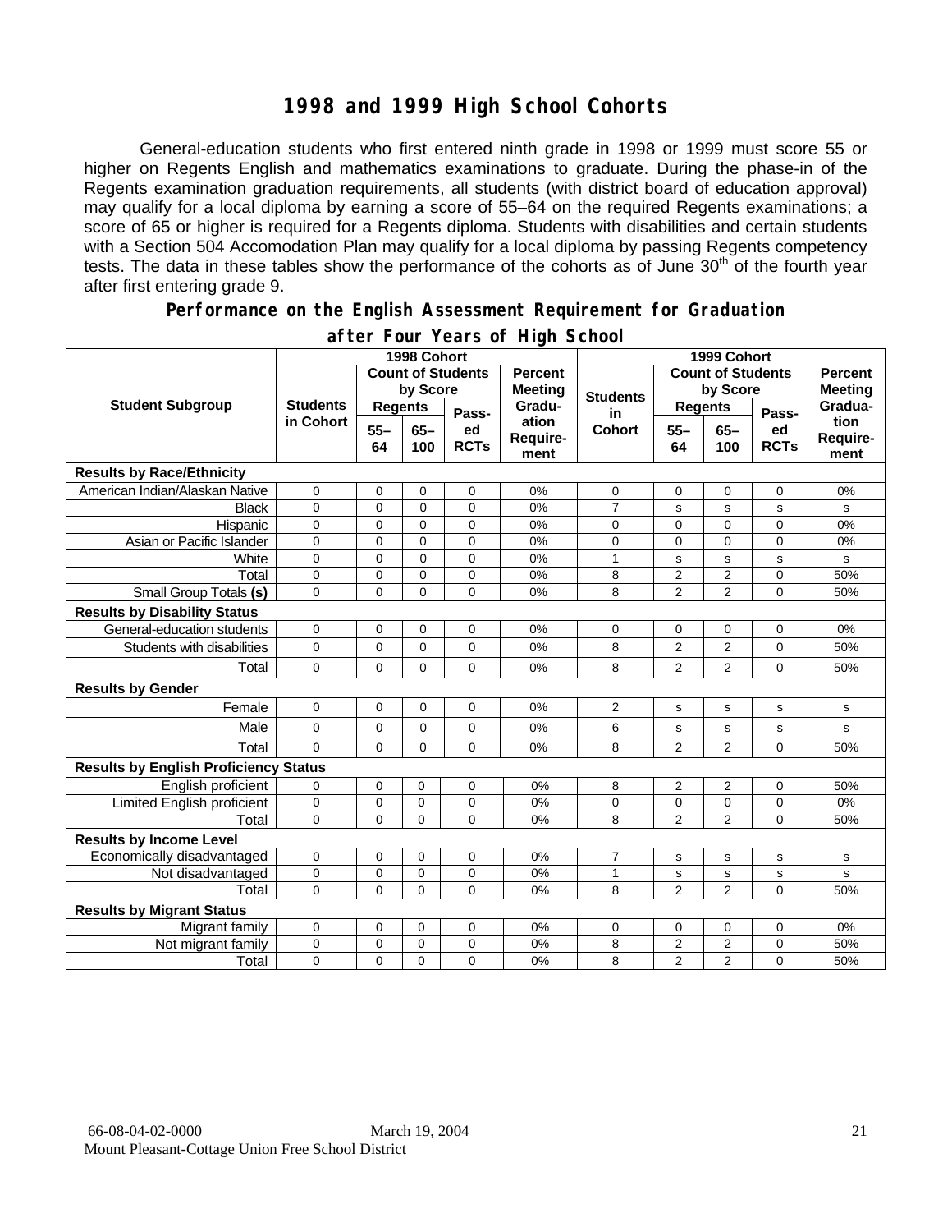# 1998 and 1999 High School Cohorts

General-education students who first entered ninth grade in 1998 or 1999 must score 55 or higher on Regents English and mathematics examinations to graduate. During the phase-in of the Regents examination graduation requirements, all students (with district board of education approval) may qualify for a local diploma by earning a score of 55–64 on the required Regents examinations; a score of 65 or higher is required for a Regents diploma. Students with disabilities and certain students with a Section 504 Accomodation Plan may qualify for a local diploma by passing Regents competency tests. The data in these tables show the performance of the cohorts as of June 30th of the fourth year after first entering grade 9.

## Performance on the English Assessment Requirement for Graduation after Four Years of High School

| Student Subgroup | 1998 Cohort | | | | | 1999 Cohort | | | | |
|---|---|---|---|---|---|---|---|---|---|---|
| | Students in Cohort | Count of Students by Score | | | Percent Meeting Graduation Requirement | Students in Cohort | Count of Students by Score | | | Percent Meeting Graduation Requirement |
| | | Regents 55–64 | Regents 65–100 | Passed RCTs | | | Regents 55–64 | Regents 65–100 | Passed RCTs | |
| **Results by Race/Ethnicity** | | | | | | | | | | |
| American Indian/Alaskan Native | 0 | 0 | 0 | 0 | 0% | 0 | 0 | 0 | 0 | 0% |
| Black | 0 | 0 | 0 | 0 | 0% | 7 | s | s | s | s |
| Hispanic | 0 | 0 | 0 | 0 | 0% | 0 | 0 | 0 | 0 | 0% |
| Asian or Pacific Islander | 0 | 0 | 0 | 0 | 0% | 0 | 0 | 0 | 0 | 0% |
| White | 0 | 0 | 0 | 0 | 0% | 1 | s | s | s | s |
| Total | 0 | 0 | 0 | 0 | 0% | 8 | 2 | 2 | 0 | 50% |
| Small Group Totals **(s)** | 0 | 0 | 0 | 0 | 0% | 8 | 2 | 2 | 0 | 50% |
| **Results by Disability Status** | | | | | | | | | | |
| General-education students | 0 | 0 | 0 | 0 | 0% | 0 | 0 | 0 | 0 | 0% |
| Students with disabilities | 0 | 0 | 0 | 0 | 0% | 8 | 2 | 2 | 0 | 50% |
| Total | 0 | 0 | 0 | 0 | 0% | 8 | 2 | 2 | 0 | 50% |
| **Results by Gender** | | | | | | | | | | |
| Female | 0 | 0 | 0 | 0 | 0% | 2 | s | s | s | s |
| Male | 0 | 0 | 0 | 0 | 0% | 6 | s | s | s | s |
| Total | 0 | 0 | 0 | 0 | 0% | 8 | 2 | 2 | 0 | 50% |
| **Results by English Proficiency Status** | | | | | | | | | | |
| English proficient | 0 | 0 | 0 | 0 | 0% | 8 | 2 | 2 | 0 | 50% |
| Limited English proficient | 0 | 0 | 0 | 0 | 0% | 0 | 0 | 0 | 0 | 0% |
| Total | 0 | 0 | 0 | 0 | 0% | 8 | 2 | 2 | 0 | 50% |
| **Results by Income Level** | | | | | | | | | | |
| Economically disadvantaged | 0 | 0 | 0 | 0 | 0% | 7 | s | s | s | s |
| Not disadvantaged | 0 | 0 | 0 | 0 | 0% | 1 | s | s | s | s |
| Total | 0 | 0 | 0 | 0 | 0% | 8 | 2 | 2 | 0 | 50% |
| **Results by Migrant Status** | | | | | | | | | | |
| Migrant family | 0 | 0 | 0 | 0 | 0% | 0 | 0 | 0 | 0 | 0% |
| Not migrant family | 0 | 0 | 0 | 0 | 0% | 8 | 2 | 2 | 0 | 50% |
| Total | 0 | 0 | 0 | 0 | 0% | 8 | 2 | 2 | 0 | 50% |

66-08-04-02-0000 March 19, 2004
Mount Pleasant-Cottage Union Free School District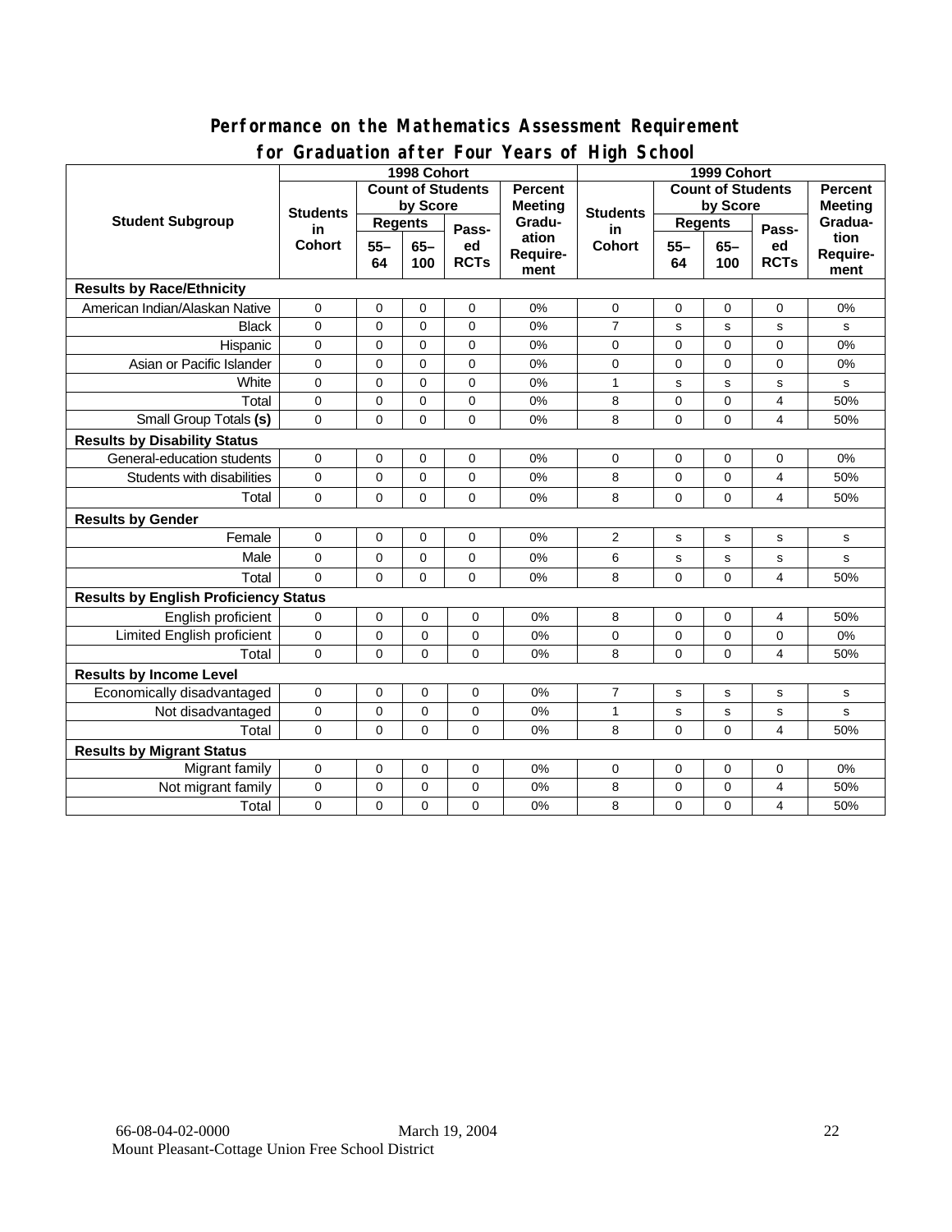## Performance on the Mathematics Assessment Requirement for Graduation after Four Years of High School

| Student Subgroup | 1998 Cohort | | | | | 1999 Cohort | | | | |
|---|---|---|---|---|---|---|---|---|---|---|
| | Students in Cohort | Count of Students by Score | | | Percent Meeting Graduation Requirement | Students in Cohort | Count of Students by Score | | | Percent Meeting Graduation Requirement |
| | | Regents | | Passed RCTs | | | Regents | | Passed RCTs | |
| | | 55–64 | 65–100 | | | | 55–64 | 65–100 | | |
| **Results by Race/Ethnicity** | | | | | | | | | | |
| American Indian/Alaskan Native | 0 | 0 | 0 | 0 | 0% | 0 | 0 | 0 | 0 | 0% |
| Black | 0 | 0 | 0 | 0 | 0% | 7 | s | s | s | s |
| Hispanic | 0 | 0 | 0 | 0 | 0% | 0 | 0 | 0 | 0 | 0% |
| Asian or Pacific Islander | 0 | 0 | 0 | 0 | 0% | 0 | 0 | 0 | 0 | 0% |
| White | 0 | 0 | 0 | 0 | 0% | 1 | s | s | s | s |
| Total | 0 | 0 | 0 | 0 | 0% | 8 | 0 | 0 | 4 | 50% |
| Small Group Totals **(s)** | 0 | 0 | 0 | 0 | 0% | 8 | 0 | 0 | 4 | 50% |
| **Results by Disability Status** | | | | | | | | | | |
| General-education students | 0 | 0 | 0 | 0 | 0% | 0 | 0 | 0 | 0 | 0% |
| Students with disabilities | 0 | 0 | 0 | 0 | 0% | 8 | 0 | 0 | 4 | 50% |
| Total | 0 | 0 | 0 | 0 | 0% | 8 | 0 | 0 | 4 | 50% |
| **Results by Gender** | | | | | | | | | | |
| Female | 0 | 0 | 0 | 0 | 0% | 2 | s | s | s | s |
| Male | 0 | 0 | 0 | 0 | 0% | 6 | s | s | s | s |
| Total | 0 | 0 | 0 | 0 | 0% | 8 | 0 | 0 | 4 | 50% |
| **Results by English Proficiency Status** | | | | | | | | | | |
| English proficient | 0 | 0 | 0 | 0 | 0% | 8 | 0 | 0 | 4 | 50% |
| Limited English proficient | 0 | 0 | 0 | 0 | 0% | 0 | 0 | 0 | 0 | 0% |
| Total | 0 | 0 | 0 | 0 | 0% | 8 | 0 | 0 | 4 | 50% |
| **Results by Income Level** | | | | | | | | | | |
| Economically disadvantaged | 0 | 0 | 0 | 0 | 0% | 7 | s | s | s | s |
| Not disadvantaged | 0 | 0 | 0 | 0 | 0% | 1 | s | s | s | s |
| Total | 0 | 0 | 0 | 0 | 0% | 8 | 0 | 0 | 4 | 50% |
| **Results by Migrant Status** | | | | | | | | | | |
| Migrant family | 0 | 0 | 0 | 0 | 0% | 0 | 0 | 0 | 0 | 0% |
| Not migrant family | 0 | 0 | 0 | 0 | 0% | 8 | 0 | 0 | 4 | 50% |
| Total | 0 | 0 | 0 | 0 | 0% | 8 | 0 | 0 | 4 | 50% |

66-08-04-02-0000 March 19, 2004
Mount Pleasant-Cottage Union Free School District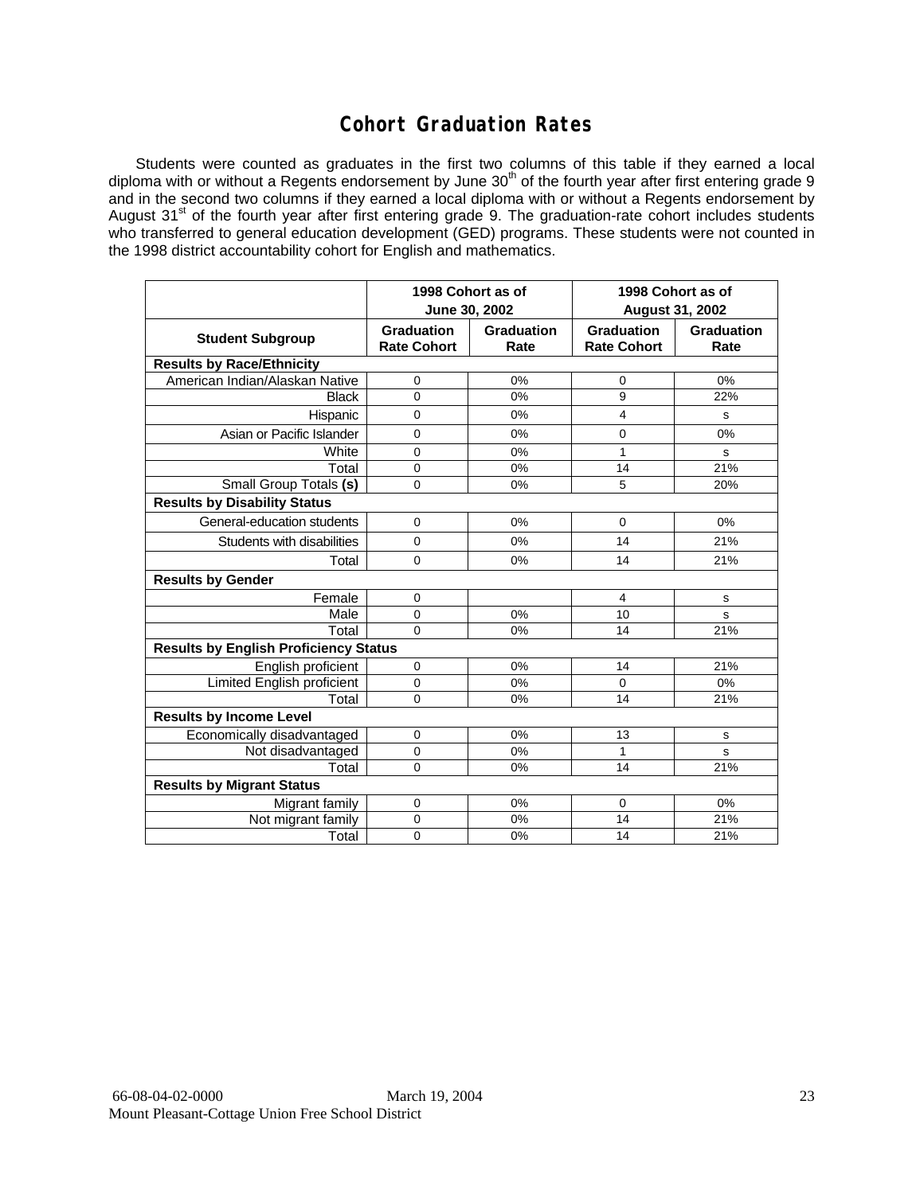# Cohort Graduation Rates

Students were counted as graduates in the first two columns of this table if they earned a local diploma with or without a Regents endorsement by June 30th of the fourth year after first entering grade 9 and in the second two columns if they earned a local diploma with or without a Regents endorsement by August 31st of the fourth year after first entering grade 9. The graduation-rate cohort includes students who transferred to general education development (GED) programs. These students were not counted in the 1998 district accountability cohort for English and mathematics.

| | 1998 Cohort as of June 30, 2002 | | 1998 Cohort as of August 31, 2002 | |
|---|---|---|---|---|
| **Student Subgroup** | **Graduation Rate Cohort** | **Graduation Rate** | **Graduation Rate Cohort** | **Graduation Rate** |
| **Results by Race/Ethnicity** | | | | |
| American Indian/Alaskan Native | 0 | 0% | 0 | 0% |
| Black | 0 | 0% | 9 | 22% |
| Hispanic | 0 | 0% | 4 | s |
| Asian or Pacific Islander | 0 | 0% | 0 | 0% |
| White | 0 | 0% | 1 | s |
| Total | 0 | 0% | 14 | 21% |
| Small Group Totals **(s)** | 0 | 0% | 5 | 20% |
| **Results by Disability Status** | | | | |
| General-education students | 0 | 0% | 0 | 0% |
| Students with disabilities | 0 | 0% | 14 | 21% |
| Total | 0 | 0% | 14 | 21% |
| **Results by Gender** | | | | |
| Female | 0 | | 4 | s |
| Male | 0 | 0% | 10 | s |
| Total | 0 | 0% | 14 | 21% |
| **Results by English Proficiency Status** | | | | |
| English proficient | 0 | 0% | 14 | 21% |
| Limited English proficient | 0 | 0% | 0 | 0% |
| Total | 0 | 0% | 14 | 21% |
| **Results by Income Level** | | | | |
| Economically disadvantaged | 0 | 0% | 13 | s |
| Not disadvantaged | 0 | 0% | 1 | s |
| Total | 0 | 0% | 14 | 21% |
| **Results by Migrant Status** | | | | |
| Migrant family | 0 | 0% | 0 | 0% |
| Not migrant family | 0 | 0% | 14 | 21% |
| Total | 0 | 0% | 14 | 21% |

66-08-04-02-0000 March 19, 2004

Mount Pleasant-Cottage Union Free School District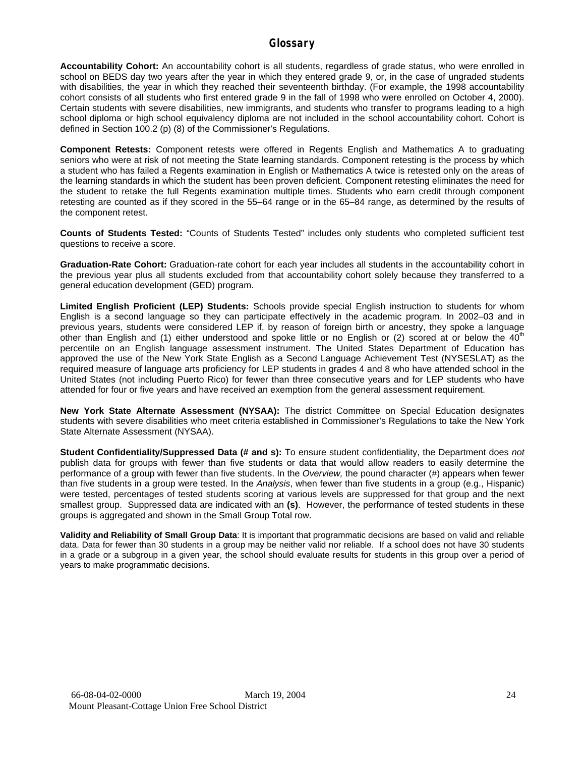# Glossary

**Accountability Cohort:** An accountability cohort is all students, regardless of grade status, who were enrolled in school on BEDS day two years after the year in which they entered grade 9, or, in the case of ungraded students with disabilities, the year in which they reached their seventeenth birthday. (For example, the 1998 accountability cohort consists of all students who first entered grade 9 in the fall of 1998 who were enrolled on October 4, 2000). Certain students with severe disabilities, new immigrants, and students who transfer to programs leading to a high school diploma or high school equivalency diploma are not included in the school accountability cohort. Cohort is defined in Section 100.2 (p) (8) of the Commissioner's Regulations.

**Component Retests:** Component retests were offered in Regents English and Mathematics A to graduating seniors who were at risk of not meeting the State learning standards. Component retesting is the process by which a student who has failed a Regents examination in English or Mathematics A twice is retested only on the areas of the learning standards in which the student has been proven deficient. Component retesting eliminates the need for the student to retake the full Regents examination multiple times. Students who earn credit through component retesting are counted as if they scored in the 55–64 range or in the 65–84 range, as determined by the results of the component retest.

**Counts of Students Tested:** "Counts of Students Tested" includes only students who completed sufficient test questions to receive a score.

**Graduation-Rate Cohort:** Graduation-rate cohort for each year includes all students in the accountability cohort in the previous year plus all students excluded from that accountability cohort solely because they transferred to a general education development (GED) program.

**Limited English Proficient (LEP) Students:** Schools provide special English instruction to students for whom English is a second language so they can participate effectively in the academic program. In 2002–03 and in previous years, students were considered LEP if, by reason of foreign birth or ancestry, they spoke a language other than English and (1) either understood and spoke little or no English or (2) scored at or below the 40th percentile on an English language assessment instrument. The United States Department of Education has approved the use of the New York State English as a Second Language Achievement Test (NYSESLAT) as the required measure of language arts proficiency for LEP students in grades 4 and 8 who have attended school in the United States (not including Puerto Rico) for fewer than three consecutive years and for LEP students who have attended for four or five years and have received an exemption from the general assessment requirement.

**New York State Alternate Assessment (NYSAA):** The district Committee on Special Education designates students with severe disabilities who meet criteria established in Commissioner's Regulations to take the New York State Alternate Assessment (NYSAA).

**Student Confidentiality/Suppressed Data (# and s):** To ensure student confidentiality, the Department does *not* publish data for groups with fewer than five students or data that would allow readers to easily determine the performance of a group with fewer than five students. In the *Overview,* the pound character (#) appears when fewer than five students in a group were tested. In the *Analysis*, when fewer than five students in a group (e.g., Hispanic) were tested, percentages of tested students scoring at various levels are suppressed for that group and the next smallest group. Suppressed data are indicated with an **(s)**. However, the performance of tested students in these groups is aggregated and shown in the Small Group Total row.

**Validity and Reliability of Small Group Data**: It is important that programmatic decisions are based on valid and reliable data. Data for fewer than 30 students in a group may be neither valid nor reliable. If a school does not have 30 students in a grade or a subgroup in a given year, the school should evaluate results for students in this group over a period of years to make programmatic decisions.